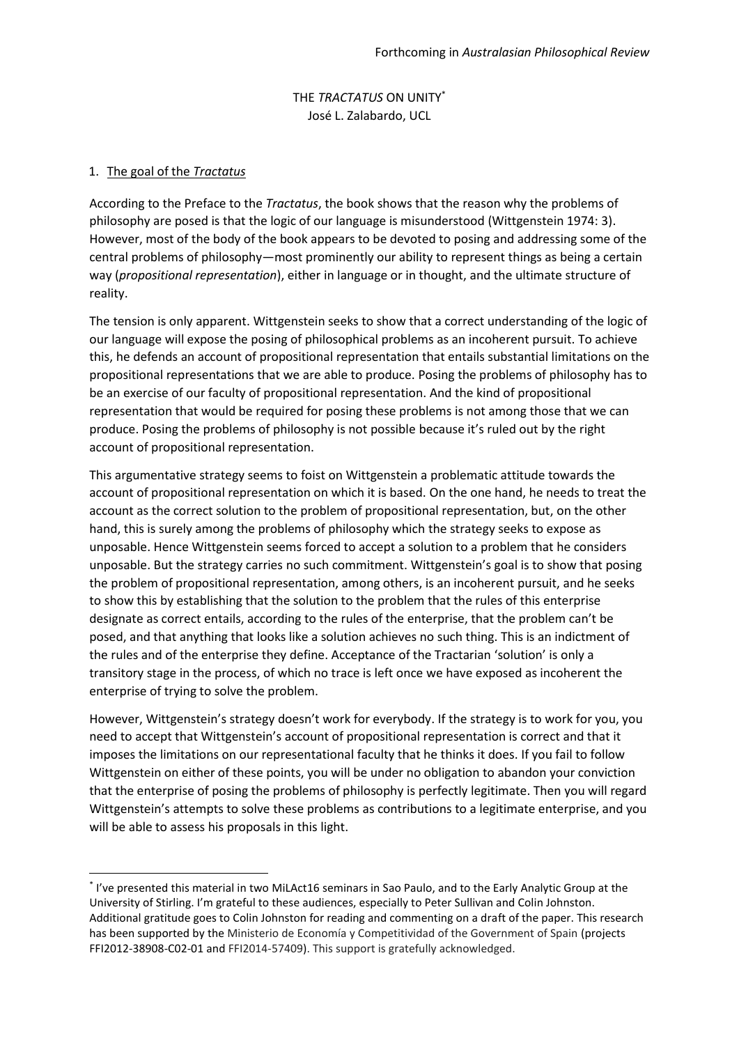Forthcoming in *Australasian Philosophical Review*

# THE *TRACTATUS* ON UNITY[*]

José L. Zalabardo, UCL

## 1. The goal of the *Tractatus*

According to the Preface to the *Tractatus*, the book shows that the reason why the problems of philosophy are posed is that the logic of our language is misunderstood (Wittgenstein 1974: 3). However, most of the body of the book appears to be devoted to posing and addressing some of the central problems of philosophy—most prominently our ability to represent things as being a certain way (*propositional representation*), either in language or in thought, and the ultimate structure of reality.

The tension is only apparent. Wittgenstein seeks to show that a correct understanding of the logic of our language will expose the posing of philosophical problems as an incoherent pursuit. To achieve this, he defends an account of propositional representation that entails substantial limitations on the propositional representations that we are able to produce. Posing the problems of philosophy has to be an exercise of our faculty of propositional representation. And the kind of propositional representation that would be required for posing these problems is not among those that we can produce. Posing the problems of philosophy is not possible because it's ruled out by the right account of propositional representation.

This argumentative strategy seems to foist on Wittgenstein a problematic attitude towards the account of propositional representation on which it is based. On the one hand, he needs to treat the account as the correct solution to the problem of propositional representation, but, on the other hand, this is surely among the problems of philosophy which the strategy seeks to expose as unposable. Hence Wittgenstein seems forced to accept a solution to a problem that he considers unposable. But the strategy carries no such commitment. Wittgenstein's goal is to show that posing the problem of propositional representation, among others, is an incoherent pursuit, and he seeks to show this by establishing that the solution to the problem that the rules of this enterprise designate as correct entails, according to the rules of the enterprise, that the problem can't be posed, and that anything that looks like a solution achieves no such thing. This is an indictment of the rules and of the enterprise they define. Acceptance of the Tractarian 'solution' is only a transitory stage in the process, of which no trace is left once we have exposed as incoherent the enterprise of trying to solve the problem.

However, Wittgenstein's strategy doesn't work for everybody. If the strategy is to work for you, you need to accept that Wittgenstein's account of propositional representation is correct and that it imposes the limitations on our representational faculty that he thinks it does. If you fail to follow Wittgenstein on either of these points, you will be under no obligation to abandon your conviction that the enterprise of posing the problems of philosophy is perfectly legitimate. Then you will regard Wittgenstein's attempts to solve these problems as contributions to a legitimate enterprise, and you will be able to assess his proposals in this light.

---

[*] I've presented this material in two MiLAct16 seminars in Sao Paulo, and to the Early Analytic Group at the University of Stirling. I'm grateful to these audiences, especially to Peter Sullivan and Colin Johnston. Additional gratitude goes to Colin Johnston for reading and commenting on a draft of the paper. This research has been supported by the Ministerio de Economía y Competitividad of the Government of Spain (projects FFI2012-38908-C02-01 and FFI2014-57409). This support is gratefully acknowledged.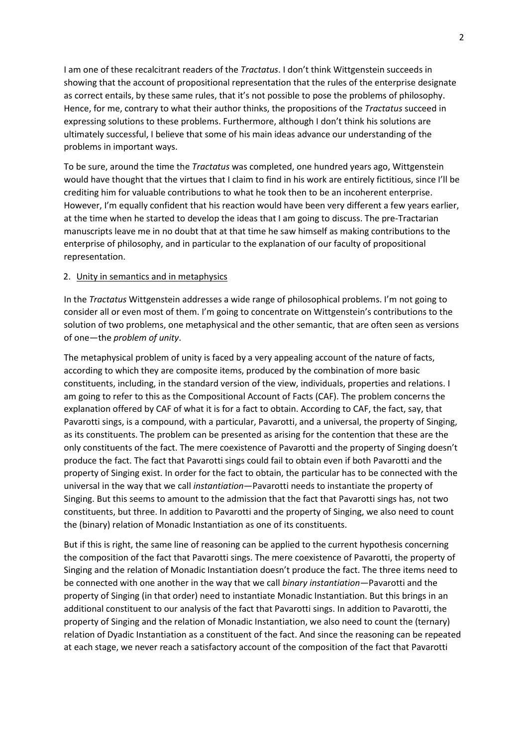I am one of these recalcitrant readers of the *Tractatus*. I don't think Wittgenstein succeeds in showing that the account of propositional representation that the rules of the enterprise designate as correct entails, by these same rules, that it's not possible to pose the problems of philosophy. Hence, for me, contrary to what their author thinks, the propositions of the *Tractatus* succeed in expressing solutions to these problems. Furthermore, although I don't think his solutions are ultimately successful, I believe that some of his main ideas advance our understanding of the problems in important ways.

To be sure, around the time the *Tractatus* was completed, one hundred years ago, Wittgenstein would have thought that the virtues that I claim to find in his work are entirely fictitious, since I'll be crediting him for valuable contributions to what he took then to be an incoherent enterprise. However, I'm equally confident that his reaction would have been very different a few years earlier, at the time when he started to develop the ideas that I am going to discuss. The pre-Tractarian manuscripts leave me in no doubt that at that time he saw himself as making contributions to the enterprise of philosophy, and in particular to the explanation of our faculty of propositional representation.

## 2. Unity in semantics and in metaphysics

In the *Tractatus* Wittgenstein addresses a wide range of philosophical problems. I'm not going to consider all or even most of them. I'm going to concentrate on Wittgenstein's contributions to the solution of two problems, one metaphysical and the other semantic, that are often seen as versions of one—the *problem of unity*.

The metaphysical problem of unity is faced by a very appealing account of the nature of facts, according to which they are composite items, produced by the combination of more basic constituents, including, in the standard version of the view, individuals, properties and relations. I am going to refer to this as the Compositional Account of Facts (CAF). The problem concerns the explanation offered by CAF of what it is for a fact to obtain. According to CAF, the fact, say, that Pavarotti sings, is a compound, with a particular, Pavarotti, and a universal, the property of Singing, as its constituents. The problem can be presented as arising for the contention that these are the only constituents of the fact. The mere coexistence of Pavarotti and the property of Singing doesn't produce the fact. The fact that Pavarotti sings could fail to obtain even if both Pavarotti and the property of Singing exist. In order for the fact to obtain, the particular has to be connected with the universal in the way that we call *instantiation*—Pavarotti needs to instantiate the property of Singing. But this seems to amount to the admission that the fact that Pavarotti sings has, not two constituents, but three. In addition to Pavarotti and the property of Singing, we also need to count the (binary) relation of Monadic Instantiation as one of its constituents.

But if this is right, the same line of reasoning can be applied to the current hypothesis concerning the composition of the fact that Pavarotti sings. The mere coexistence of Pavarotti, the property of Singing and the relation of Monadic Instantiation doesn't produce the fact. The three items need to be connected with one another in the way that we call *binary instantiation*—Pavarotti and the property of Singing (in that order) need to instantiate Monadic Instantiation. But this brings in an additional constituent to our analysis of the fact that Pavarotti sings. In addition to Pavarotti, the property of Singing and the relation of Monadic Instantiation, we also need to count the (ternary) relation of Dyadic Instantiation as a constituent of the fact. And since the reasoning can be repeated at each stage, we never reach a satisfactory account of the composition of the fact that Pavarotti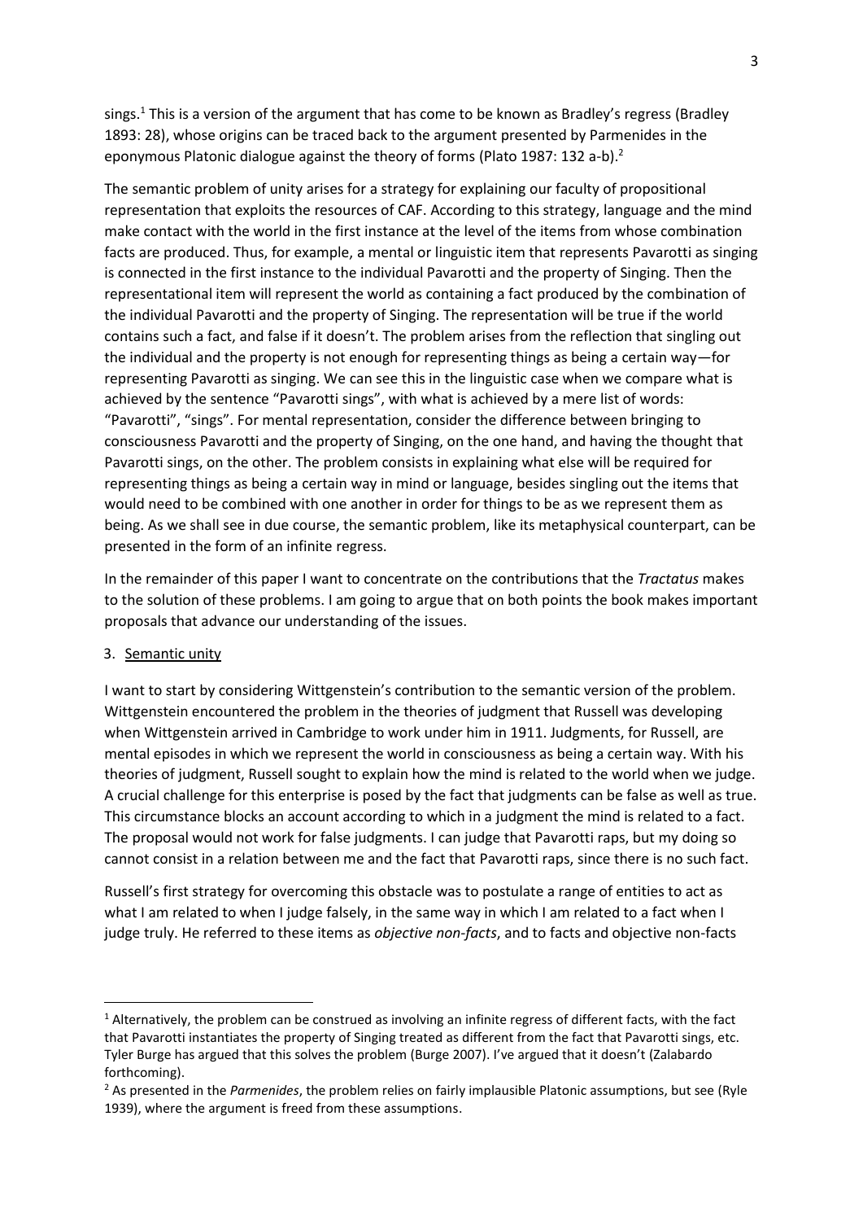sings.[1] This is a version of the argument that has come to be known as Bradley's regress (Bradley 1893: 28), whose origins can be traced back to the argument presented by Parmenides in the eponymous Platonic dialogue against the theory of forms (Plato 1987: 132 a-b).[2]

The semantic problem of unity arises for a strategy for explaining our faculty of propositional representation that exploits the resources of CAF. According to this strategy, language and the mind make contact with the world in the first instance at the level of the items from whose combination facts are produced. Thus, for example, a mental or linguistic item that represents Pavarotti as singing is connected in the first instance to the individual Pavarotti and the property of Singing. Then the representational item will represent the world as containing a fact produced by the combination of the individual Pavarotti and the property of Singing. The representation will be true if the world contains such a fact, and false if it doesn't. The problem arises from the reflection that singling out the individual and the property is not enough for representing things as being a certain way—for representing Pavarotti as singing. We can see this in the linguistic case when we compare what is achieved by the sentence "Pavarotti sings", with what is achieved by a mere list of words: "Pavarotti", "sings". For mental representation, consider the difference between bringing to consciousness Pavarotti and the property of Singing, on the one hand, and having the thought that Pavarotti sings, on the other. The problem consists in explaining what else will be required for representing things as being a certain way in mind or language, besides singling out the items that would need to be combined with one another in order for things to be as we represent them as being. As we shall see in due course, the semantic problem, like its metaphysical counterpart, can be presented in the form of an infinite regress.

In the remainder of this paper I want to concentrate on the contributions that the *Tractatus* makes to the solution of these problems. I am going to argue that on both points the book makes important proposals that advance our understanding of the issues.

## 3. Semantic unity

I want to start by considering Wittgenstein's contribution to the semantic version of the problem. Wittgenstein encountered the problem in the theories of judgment that Russell was developing when Wittgenstein arrived in Cambridge to work under him in 1911. Judgments, for Russell, are mental episodes in which we represent the world in consciousness as being a certain way. With his theories of judgment, Russell sought to explain how the mind is related to the world when we judge. A crucial challenge for this enterprise is posed by the fact that judgments can be false as well as true. This circumstance blocks an account according to which in a judgment the mind is related to a fact. The proposal would not work for false judgments. I can judge that Pavarotti raps, but my doing so cannot consist in a relation between me and the fact that Pavarotti raps, since there is no such fact.

Russell's first strategy for overcoming this obstacle was to postulate a range of entities to act as what I am related to when I judge falsely, in the same way in which I am related to a fact when I judge truly. He referred to these items as *objective non-facts*, and to facts and objective non-facts

---

[1] Alternatively, the problem can be construed as involving an infinite regress of different facts, with the fact that Pavarotti instantiates the property of Singing treated as different from the fact that Pavarotti sings, etc. Tyler Burge has argued that this solves the problem (Burge 2007). I've argued that it doesn't (Zalabardo forthcoming).

[2] As presented in the *Parmenides*, the problem relies on fairly implausible Platonic assumptions, but see (Ryle 1939), where the argument is freed from these assumptions.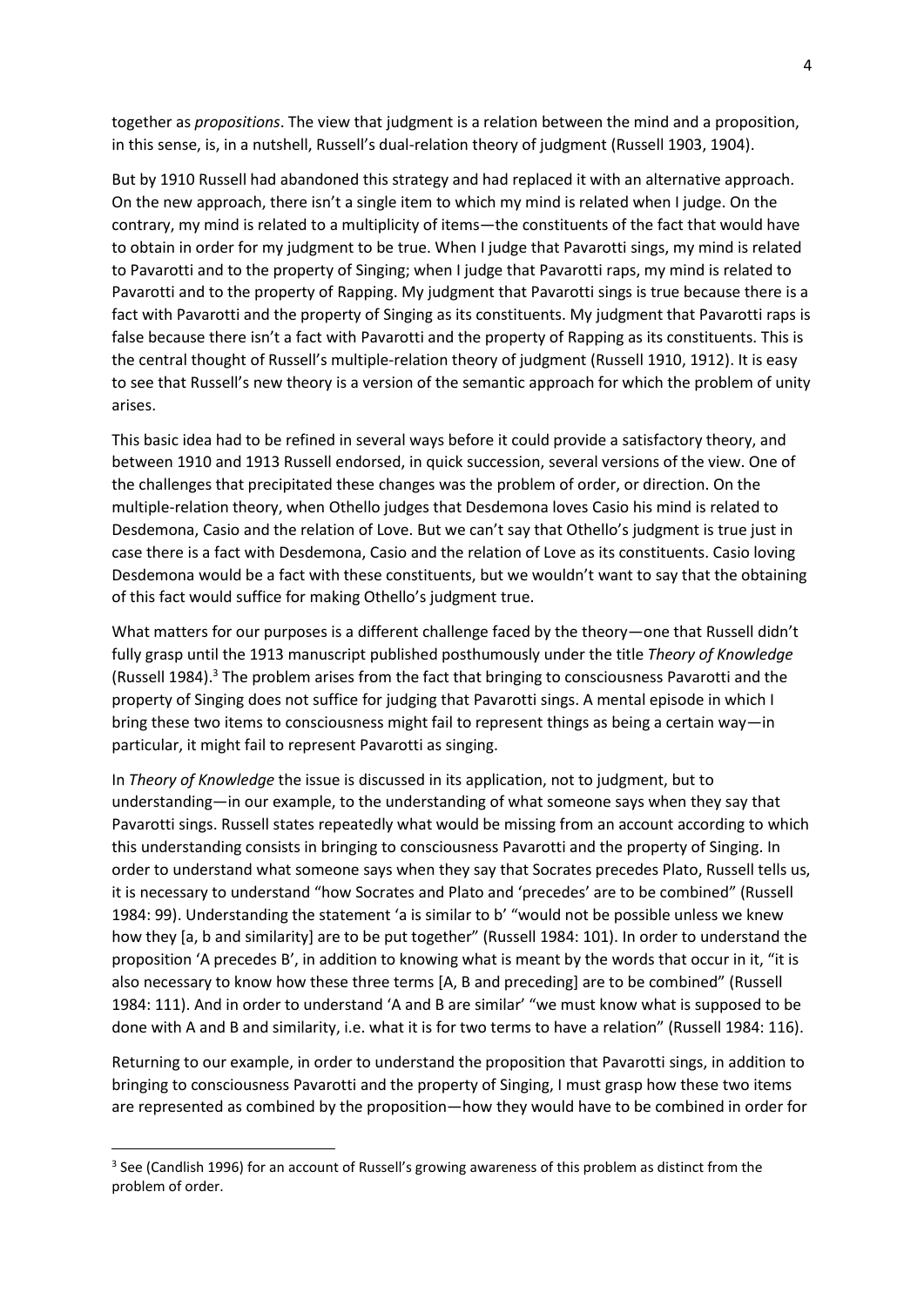together as *propositions*. The view that judgment is a relation between the mind and a proposition, in this sense, is, in a nutshell, Russell's dual-relation theory of judgment (Russell 1903, 1904).

But by 1910 Russell had abandoned this strategy and had replaced it with an alternative approach. On the new approach, there isn't a single item to which my mind is related when I judge. On the contrary, my mind is related to a multiplicity of items—the constituents of the fact that would have to obtain in order for my judgment to be true. When I judge that Pavarotti sings, my mind is related to Pavarotti and to the property of Singing; when I judge that Pavarotti raps, my mind is related to Pavarotti and to the property of Rapping. My judgment that Pavarotti sings is true because there is a fact with Pavarotti and the property of Singing as its constituents. My judgment that Pavarotti raps is false because there isn't a fact with Pavarotti and the property of Rapping as its constituents. This is the central thought of Russell's multiple-relation theory of judgment (Russell 1910, 1912). It is easy to see that Russell's new theory is a version of the semantic approach for which the problem of unity arises.

This basic idea had to be refined in several ways before it could provide a satisfactory theory, and between 1910 and 1913 Russell endorsed, in quick succession, several versions of the view. One of the challenges that precipitated these changes was the problem of order, or direction. On the multiple-relation theory, when Othello judges that Desdemona loves Casio his mind is related to Desdemona, Casio and the relation of Love. But we can't say that Othello's judgment is true just in case there is a fact with Desdemona, Casio and the relation of Love as its constituents. Casio loving Desdemona would be a fact with these constituents, but we wouldn't want to say that the obtaining of this fact would suffice for making Othello's judgment true.

What matters for our purposes is a different challenge faced by the theory—one that Russell didn't fully grasp until the 1913 manuscript published posthumously under the title *Theory of Knowledge* (Russell 1984).[3] The problem arises from the fact that bringing to consciousness Pavarotti and the property of Singing does not suffice for judging that Pavarotti sings. A mental episode in which I bring these two items to consciousness might fail to represent things as being a certain way—in particular, it might fail to represent Pavarotti as singing.

In *Theory of Knowledge* the issue is discussed in its application, not to judgment, but to understanding—in our example, to the understanding of what someone says when they say that Pavarotti sings. Russell states repeatedly what would be missing from an account according to which this understanding consists in bringing to consciousness Pavarotti and the property of Singing. In order to understand what someone says when they say that Socrates precedes Plato, Russell tells us, it is necessary to understand "how Socrates and Plato and 'precedes' are to be combined" (Russell 1984: 99). Understanding the statement 'a is similar to b' "would not be possible unless we knew how they [a, b and similarity] are to be put together" (Russell 1984: 101). In order to understand the proposition 'A precedes B', in addition to knowing what is meant by the words that occur in it, "it is also necessary to know how these three terms [A, B and preceding] are to be combined" (Russell 1984: 111). And in order to understand 'A and B are similar' "we must know what is supposed to be done with A and B and similarity, i.e. what it is for two terms to have a relation" (Russell 1984: 116).

Returning to our example, in order to understand the proposition that Pavarotti sings, in addition to bringing to consciousness Pavarotti and the property of Singing, I must grasp how these two items are represented as combined by the proposition—how they would have to be combined in order for

[3] See (Candlish 1996) for an account of Russell's growing awareness of this problem as distinct from the problem of order.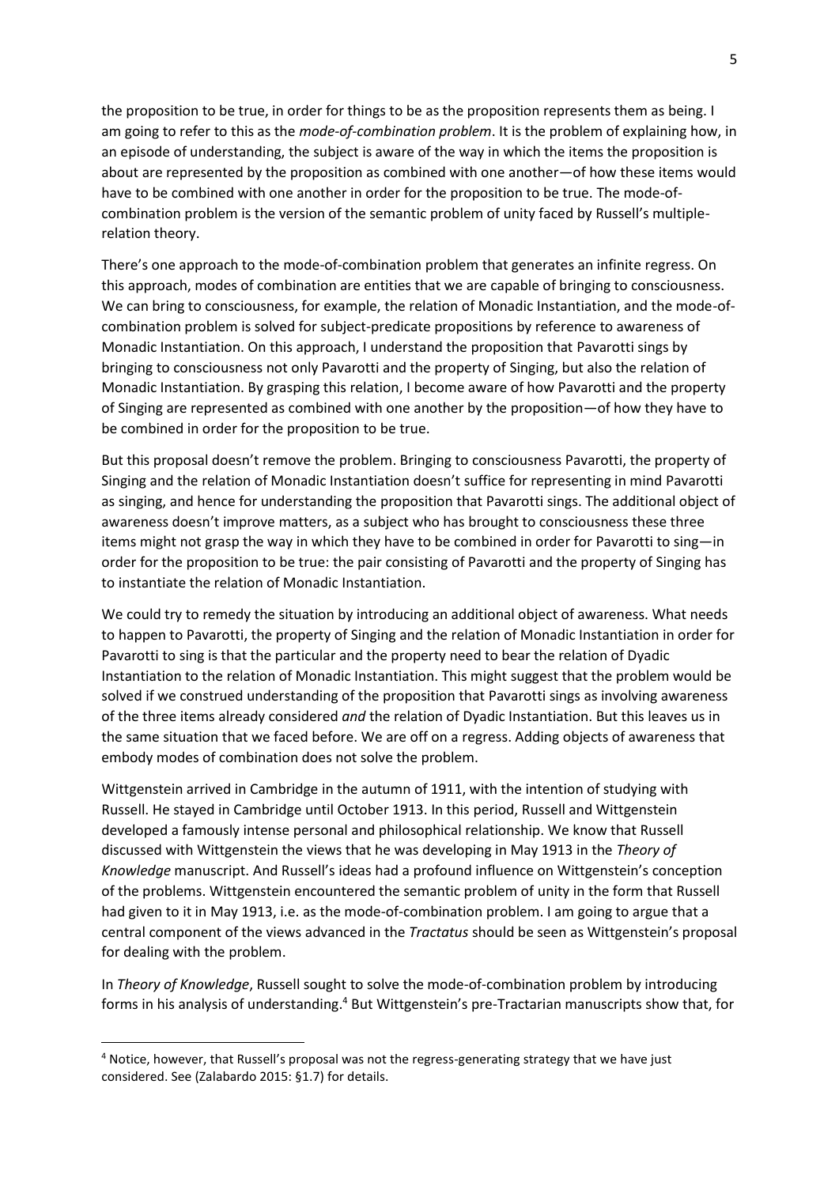the proposition to be true, in order for things to be as the proposition represents them as being. I am going to refer to this as the *mode-of-combination problem*. It is the problem of explaining how, in an episode of understanding, the subject is aware of the way in which the items the proposition is about are represented by the proposition as combined with one another—of how these items would have to be combined with one another in order for the proposition to be true. The mode-of-combination problem is the version of the semantic problem of unity faced by Russell's multiple-relation theory.

There's one approach to the mode-of-combination problem that generates an infinite regress. On this approach, modes of combination are entities that we are capable of bringing to consciousness. We can bring to consciousness, for example, the relation of Monadic Instantiation, and the mode-of-combination problem is solved for subject-predicate propositions by reference to awareness of Monadic Instantiation. On this approach, I understand the proposition that Pavarotti sings by bringing to consciousness not only Pavarotti and the property of Singing, but also the relation of Monadic Instantiation. By grasping this relation, I become aware of how Pavarotti and the property of Singing are represented as combined with one another by the proposition—of how they have to be combined in order for the proposition to be true.

But this proposal doesn't remove the problem. Bringing to consciousness Pavarotti, the property of Singing and the relation of Monadic Instantiation doesn't suffice for representing in mind Pavarotti as singing, and hence for understanding the proposition that Pavarotti sings. The additional object of awareness doesn't improve matters, as a subject who has brought to consciousness these three items might not grasp the way in which they have to be combined in order for Pavarotti to sing—in order for the proposition to be true: the pair consisting of Pavarotti and the property of Singing has to instantiate the relation of Monadic Instantiation.

We could try to remedy the situation by introducing an additional object of awareness. What needs to happen to Pavarotti, the property of Singing and the relation of Monadic Instantiation in order for Pavarotti to sing is that the particular and the property need to bear the relation of Dyadic Instantiation to the relation of Monadic Instantiation. This might suggest that the problem would be solved if we construed understanding of the proposition that Pavarotti sings as involving awareness of the three items already considered *and* the relation of Dyadic Instantiation. But this leaves us in the same situation that we faced before. We are off on a regress. Adding objects of awareness that embody modes of combination does not solve the problem.

Wittgenstein arrived in Cambridge in the autumn of 1911, with the intention of studying with Russell. He stayed in Cambridge until October 1913. In this period, Russell and Wittgenstein developed a famously intense personal and philosophical relationship. We know that Russell discussed with Wittgenstein the views that he was developing in May 1913 in the *Theory of Knowledge* manuscript. And Russell's ideas had a profound influence on Wittgenstein's conception of the problems. Wittgenstein encountered the semantic problem of unity in the form that Russell had given to it in May 1913, i.e. as the mode-of-combination problem. I am going to argue that a central component of the views advanced in the *Tractatus* should be seen as Wittgenstein's proposal for dealing with the problem.

In *Theory of Knowledge*, Russell sought to solve the mode-of-combination problem by introducing forms in his analysis of understanding.[4] But Wittgenstein's pre-Tractarian manuscripts show that, for

[4] Notice, however, that Russell's proposal was not the regress-generating strategy that we have just considered. See (Zalabardo 2015: §1.7) for details.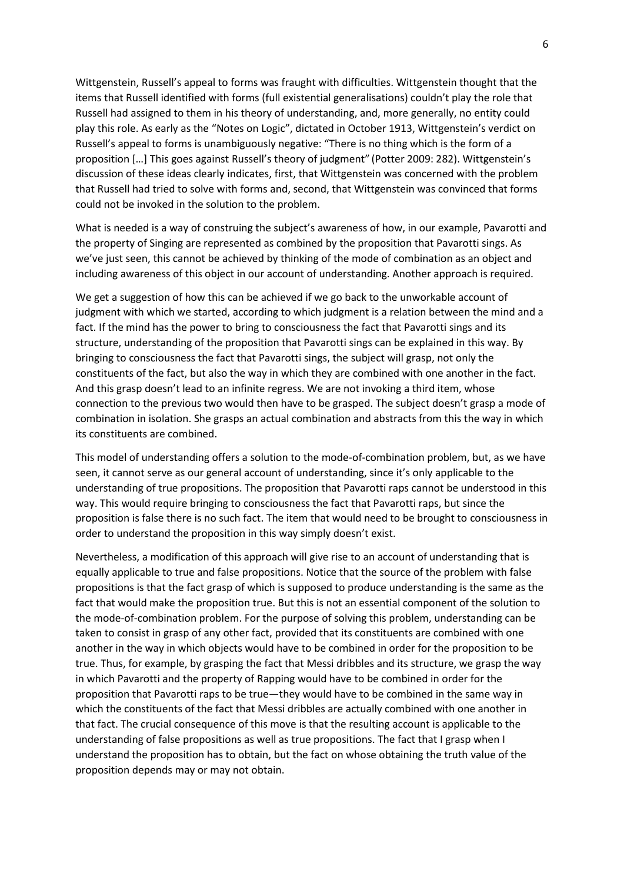Wittgenstein, Russell's appeal to forms was fraught with difficulties. Wittgenstein thought that the items that Russell identified with forms (full existential generalisations) couldn't play the role that Russell had assigned to them in his theory of understanding, and, more generally, no entity could play this role. As early as the "Notes on Logic", dictated in October 1913, Wittgenstein's verdict on Russell's appeal to forms is unambiguously negative: "There is no thing which is the form of a proposition […] This goes against Russell's theory of judgment" (Potter 2009: 282). Wittgenstein's discussion of these ideas clearly indicates, first, that Wittgenstein was concerned with the problem that Russell had tried to solve with forms and, second, that Wittgenstein was convinced that forms could not be invoked in the solution to the problem.

What is needed is a way of construing the subject's awareness of how, in our example, Pavarotti and the property of Singing are represented as combined by the proposition that Pavarotti sings. As we've just seen, this cannot be achieved by thinking of the mode of combination as an object and including awareness of this object in our account of understanding. Another approach is required.

We get a suggestion of how this can be achieved if we go back to the unworkable account of judgment with which we started, according to which judgment is a relation between the mind and a fact. If the mind has the power to bring to consciousness the fact that Pavarotti sings and its structure, understanding of the proposition that Pavarotti sings can be explained in this way. By bringing to consciousness the fact that Pavarotti sings, the subject will grasp, not only the constituents of the fact, but also the way in which they are combined with one another in the fact. And this grasp doesn't lead to an infinite regress. We are not invoking a third item, whose connection to the previous two would then have to be grasped. The subject doesn't grasp a mode of combination in isolation. She grasps an actual combination and abstracts from this the way in which its constituents are combined.

This model of understanding offers a solution to the mode-of-combination problem, but, as we have seen, it cannot serve as our general account of understanding, since it's only applicable to the understanding of true propositions. The proposition that Pavarotti raps cannot be understood in this way. This would require bringing to consciousness the fact that Pavarotti raps, but since the proposition is false there is no such fact. The item that would need to be brought to consciousness in order to understand the proposition in this way simply doesn't exist.

Nevertheless, a modification of this approach will give rise to an account of understanding that is equally applicable to true and false propositions. Notice that the source of the problem with false propositions is that the fact grasp of which is supposed to produce understanding is the same as the fact that would make the proposition true. But this is not an essential component of the solution to the mode-of-combination problem. For the purpose of solving this problem, understanding can be taken to consist in grasp of any other fact, provided that its constituents are combined with one another in the way in which objects would have to be combined in order for the proposition to be true. Thus, for example, by grasping the fact that Messi dribbles and its structure, we grasp the way in which Pavarotti and the property of Rapping would have to be combined in order for the proposition that Pavarotti raps to be true—they would have to be combined in the same way in which the constituents of the fact that Messi dribbles are actually combined with one another in that fact. The crucial consequence of this move is that the resulting account is applicable to the understanding of false propositions as well as true propositions. The fact that I grasp when I understand the proposition has to obtain, but the fact on whose obtaining the truth value of the proposition depends may or may not obtain.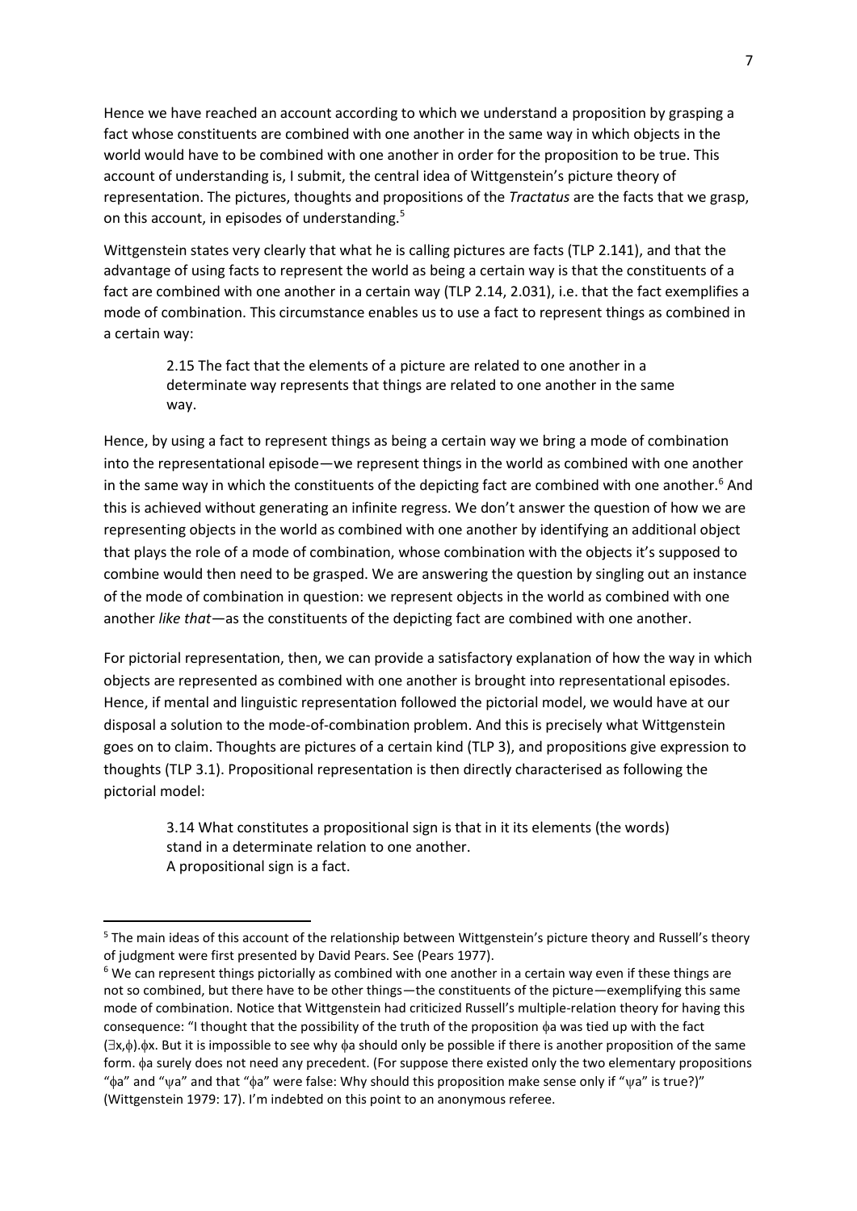Hence we have reached an account according to which we understand a proposition by grasping a fact whose constituents are combined with one another in the same way in which objects in the world would have to be combined with one another in order for the proposition to be true. This account of understanding is, I submit, the central idea of Wittgenstein's picture theory of representation. The pictures, thoughts and propositions of the *Tractatus* are the facts that we grasp, on this account, in episodes of understanding.[5]

Wittgenstein states very clearly that what he is calling pictures are facts (TLP 2.141), and that the advantage of using facts to represent the world as being a certain way is that the constituents of a fact are combined with one another in a certain way (TLP 2.14, 2.031), i.e. that the fact exemplifies a mode of combination. This circumstance enables us to use a fact to represent things as combined in a certain way:

> 2.15 The fact that the elements of a picture are related to one another in a determinate way represents that things are related to one another in the same way.

Hence, by using a fact to represent things as being a certain way we bring a mode of combination into the representational episode—we represent things in the world as combined with one another in the same way in which the constituents of the depicting fact are combined with one another.[6] And this is achieved without generating an infinite regress. We don't answer the question of how we are representing objects in the world as combined with one another by identifying an additional object that plays the role of a mode of combination, whose combination with the objects it's supposed to combine would then need to be grasped. We are answering the question by singling out an instance of the mode of combination in question: we represent objects in the world as combined with one another *like that*—as the constituents of the depicting fact are combined with one another.

For pictorial representation, then, we can provide a satisfactory explanation of how the way in which objects are represented as combined with one another is brought into representational episodes. Hence, if mental and linguistic representation followed the pictorial model, we would have at our disposal a solution to the mode-of-combination problem. And this is precisely what Wittgenstein goes on to claim. Thoughts are pictures of a certain kind (TLP 3), and propositions give expression to thoughts (TLP 3.1). Propositional representation is then directly characterised as following the pictorial model:

> 3.14 What constitutes a propositional sign is that in it its elements (the words) stand in a determinate relation to one another.
> A propositional sign is a fact.

---

[5] The main ideas of this account of the relationship between Wittgenstein's picture theory and Russell's theory of judgment were first presented by David Pears. See (Pears 1977).

[6] We can represent things pictorially as combined with one another in a certain way even if these things are not so combined, but there have to be other things—the constituents of the picture—exemplifying this same mode of combination. Notice that Wittgenstein had criticized Russell's multiple-relation theory for having this consequence: "I thought that the possibility of the truth of the proposition $\phi a$ was tied up with the fact $(\exists x, \phi).\phi x$. But it is impossible to see why $\phi a$ should only be possible if there is another proposition of the same form. $\phi a$ surely does not need any precedent. (For suppose there existed only the two elementary propositions "$\phi a$" and "$\psi a$" and that "$\phi a$" were false: Why should this proposition make sense only if "$\psi a$" is true?)" (Wittgenstein 1979: 17). I'm indebted on this point to an anonymous referee.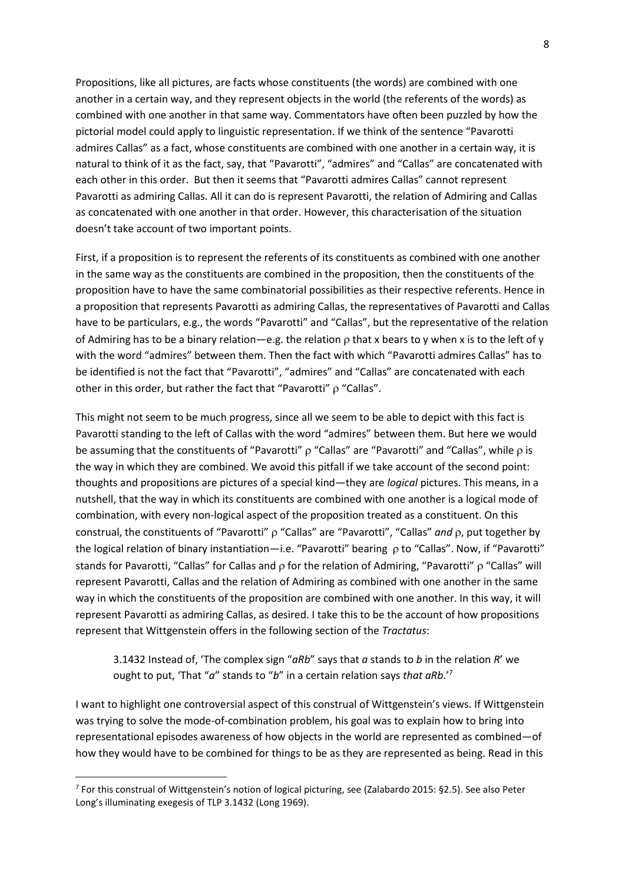Propositions, like all pictures, are facts whose constituents (the words) are combined with one another in a certain way, and they represent objects in the world (the referents of the words) as combined with one another in that same way. Commentators have often been puzzled by how the pictorial model could apply to linguistic representation. If we think of the sentence "Pavarotti admires Callas" as a fact, whose constituents are combined with one another in a certain way, it is natural to think of it as the fact, say, that "Pavarotti", "admires" and "Callas" are concatenated with each other in this order. But then it seems that "Pavarotti admires Callas" cannot represent Pavarotti as admiring Callas. All it can do is represent Pavarotti, the relation of Admiring and Callas as concatenated with one another in that order. However, this characterisation of the situation doesn't take account of two important points.

First, if a proposition is to represent the referents of its constituents as combined with one another in the same way as the constituents are combined in the proposition, then the constituents of the proposition have to have the same combinatorial possibilities as their respective referents. Hence in a proposition that represents Pavarotti as admiring Callas, the representatives of Pavarotti and Callas have to be particulars, e.g., the words "Pavarotti" and "Callas", but the representative of the relation of Admiring has to be a binary relation—e.g. the relation $\rho$ that x bears to y when x is to the left of y with the word "admires" between them. Then the fact with which "Pavarotti admires Callas" has to be identified is not the fact that "Pavarotti", "admires" and "Callas" are concatenated with each other in this order, but rather the fact that "Pavarotti" $\rho$ "Callas".

This might not seem to be much progress, since all we seem to be able to depict with this fact is Pavarotti standing to the left of Callas with the word "admires" between them. But here we would be assuming that the constituents of "Pavarotti" $\rho$ "Callas" are "Pavarotti" and "Callas", while $\rho$ is the way in which they are combined. We avoid this pitfall if we take account of the second point: thoughts and propositions are pictures of a special kind—they are *logical* pictures. This means, in a nutshell, that the way in which its constituents are combined with one another is a logical mode of combination, with every non-logical aspect of the proposition treated as a constituent. On this construal, the constituents of "Pavarotti" $\rho$ "Callas" are "Pavarotti", "Callas" *and* $\rho$, put together by the logical relation of binary instantiation—i.e. "Pavarotti" bearing $\rho$ to "Callas". Now, if "Pavarotti" stands for Pavarotti, "Callas" for Callas and $\rho$ for the relation of Admiring, "Pavarotti" $\rho$ "Callas" will represent Pavarotti, Callas and the relation of Admiring as combined with one another in the same way in which the constituents of the proposition are combined with one another. In this way, it will represent Pavarotti as admiring Callas, as desired. I take this to be the account of how propositions represent that Wittgenstein offers in the following section of the *Tractatus*:

> 3.1432 Instead of, 'The complex sign "*aRb*" says that *a* stands to *b* in the relation *R*' we ought to put, 'That "*a*" stands to "*b*" in a certain relation says *that aRb*.'[7]

I want to highlight one controversial aspect of this construal of Wittgenstein's views. If Wittgenstein was trying to solve the mode-of-combination problem, his goal was to explain how to bring into representational episodes awareness of how objects in the world are represented as combined—of how they would have to be combined for things to be as they are represented as being. Read in this

---

[7] For this construal of Wittgenstein's notion of logical picturing, see (Zalabardo 2015: §2.5). See also Peter Long's illuminating exegesis of TLP 3.1432 (Long 1969).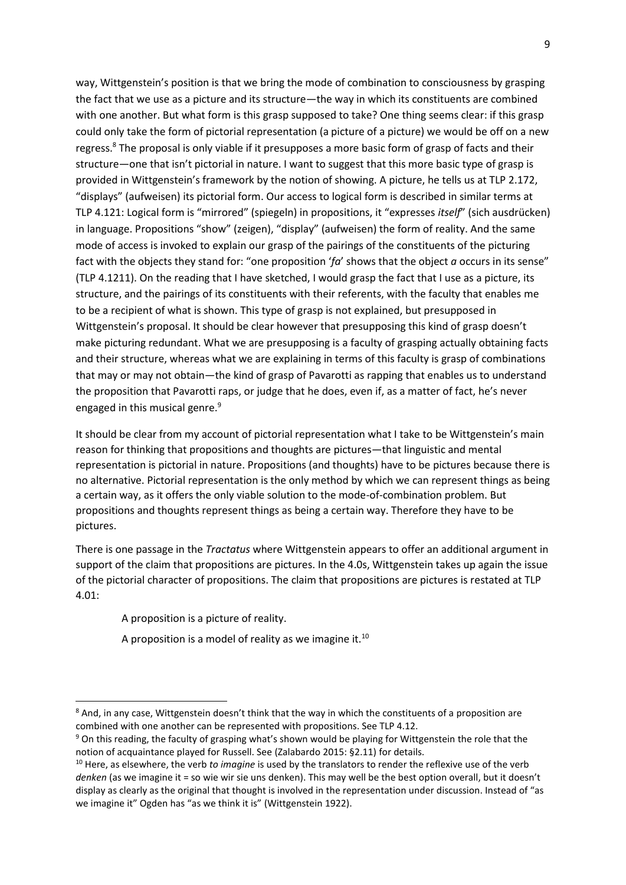way, Wittgenstein's position is that we bring the mode of combination to consciousness by grasping the fact that we use as a picture and its structure—the way in which its constituents are combined with one another. But what form is this grasp supposed to take? One thing seems clear: if this grasp could only take the form of pictorial representation (a picture of a picture) we would be off on a new regress.[8] The proposal is only viable if it presupposes a more basic form of grasp of facts and their structure—one that isn't pictorial in nature. I want to suggest that this more basic type of grasp is provided in Wittgenstein's framework by the notion of showing. A picture, he tells us at TLP 2.172, "displays" (aufweisen) its pictorial form. Our access to logical form is described in similar terms at TLP 4.121: Logical form is "mirrored" (spiegeln) in propositions, it "expresses *itself*" (sich ausdrücken) in language. Propositions "show" (zeigen), "display" (aufweisen) the form of reality. And the same mode of access is invoked to explain our grasp of the pairings of the constituents of the picturing fact with the objects they stand for: "one proposition '*fa*' shows that the object *a* occurs in its sense" (TLP 4.1211). On the reading that I have sketched, I would grasp the fact that I use as a picture, its structure, and the pairings of its constituents with their referents, with the faculty that enables me to be a recipient of what is shown. This type of grasp is not explained, but presupposed in Wittgenstein's proposal. It should be clear however that presupposing this kind of grasp doesn't make picturing redundant. What we are presupposing is a faculty of grasping actually obtaining facts and their structure, whereas what we are explaining in terms of this faculty is grasp of combinations that may or may not obtain—the kind of grasp of Pavarotti as rapping that enables us to understand the proposition that Pavarotti raps, or judge that he does, even if, as a matter of fact, he's never engaged in this musical genre.[9]

It should be clear from my account of pictorial representation what I take to be Wittgenstein's main reason for thinking that propositions and thoughts are pictures—that linguistic and mental representation is pictorial in nature. Propositions (and thoughts) have to be pictures because there is no alternative. Pictorial representation is the only method by which we can represent things as being a certain way, as it offers the only viable solution to the mode-of-combination problem. But propositions and thoughts represent things as being a certain way. Therefore they have to be pictures.

There is one passage in the *Tractatus* where Wittgenstein appears to offer an additional argument in support of the claim that propositions are pictures. In the 4.0s, Wittgenstein takes up again the issue of the pictorial character of propositions. The claim that propositions are pictures is restated at TLP 4.01:

> A proposition is a picture of reality.
>
> A proposition is a model of reality as we imagine it.[10]

---

[8] And, in any case, Wittgenstein doesn't think that the way in which the constituents of a proposition are combined with one another can be represented with propositions. See TLP 4.12.

[9] On this reading, the faculty of grasping what's shown would be playing for Wittgenstein the role that the notion of acquaintance played for Russell. See (Zalabardo 2015: §2.11) for details.

[10] Here, as elsewhere, the verb *to imagine* is used by the translators to render the reflexive use of the verb *denken* (as we imagine it = so wie wir sie uns denken). This may well be the best option overall, but it doesn't display as clearly as the original that thought is involved in the representation under discussion. Instead of "as we imagine it" Ogden has "as we think it is" (Wittgenstein 1922).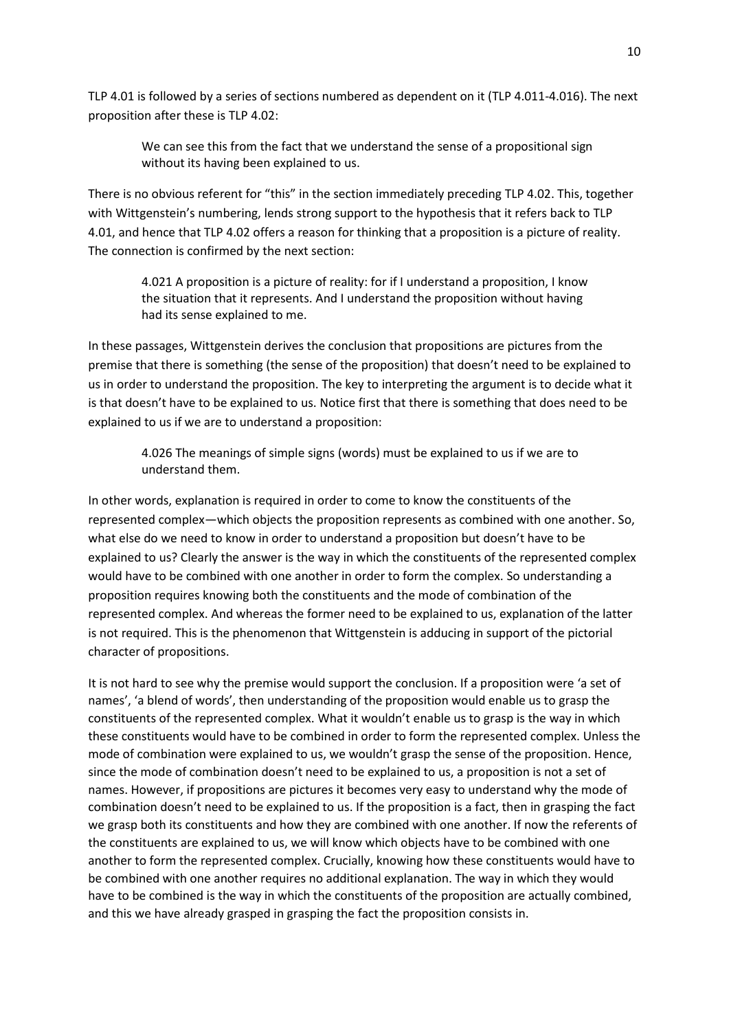TLP 4.01 is followed by a series of sections numbered as dependent on it (TLP 4.011-4.016). The next proposition after these is TLP 4.02:

> We can see this from the fact that we understand the sense of a propositional sign without its having been explained to us.

There is no obvious referent for "this" in the section immediately preceding TLP 4.02. This, together with Wittgenstein's numbering, lends strong support to the hypothesis that it refers back to TLP 4.01, and hence that TLP 4.02 offers a reason for thinking that a proposition is a picture of reality. The connection is confirmed by the next section:

> 4.021 A proposition is a picture of reality: for if I understand a proposition, I know the situation that it represents. And I understand the proposition without having had its sense explained to me.

In these passages, Wittgenstein derives the conclusion that propositions are pictures from the premise that there is something (the sense of the proposition) that doesn't need to be explained to us in order to understand the proposition. The key to interpreting the argument is to decide what it is that doesn't have to be explained to us. Notice first that there is something that does need to be explained to us if we are to understand a proposition:

> 4.026 The meanings of simple signs (words) must be explained to us if we are to understand them.

In other words, explanation is required in order to come to know the constituents of the represented complex—which objects the proposition represents as combined with one another. So, what else do we need to know in order to understand a proposition but doesn't have to be explained to us? Clearly the answer is the way in which the constituents of the represented complex would have to be combined with one another in order to form the complex. So understanding a proposition requires knowing both the constituents and the mode of combination of the represented complex. And whereas the former need to be explained to us, explanation of the latter is not required. This is the phenomenon that Wittgenstein is adducing in support of the pictorial character of propositions.

It is not hard to see why the premise would support the conclusion. If a proposition were 'a set of names', 'a blend of words', then understanding of the proposition would enable us to grasp the constituents of the represented complex. What it wouldn't enable us to grasp is the way in which these constituents would have to be combined in order to form the represented complex. Unless the mode of combination were explained to us, we wouldn't grasp the sense of the proposition. Hence, since the mode of combination doesn't need to be explained to us, a proposition is not a set of names. However, if propositions are pictures it becomes very easy to understand why the mode of combination doesn't need to be explained to us. If the proposition is a fact, then in grasping the fact we grasp both its constituents and how they are combined with one another. If now the referents of the constituents are explained to us, we will know which objects have to be combined with one another to form the represented complex. Crucially, knowing how these constituents would have to be combined with one another requires no additional explanation. The way in which they would have to be combined is the way in which the constituents of the proposition are actually combined, and this we have already grasped in grasping the fact the proposition consists in.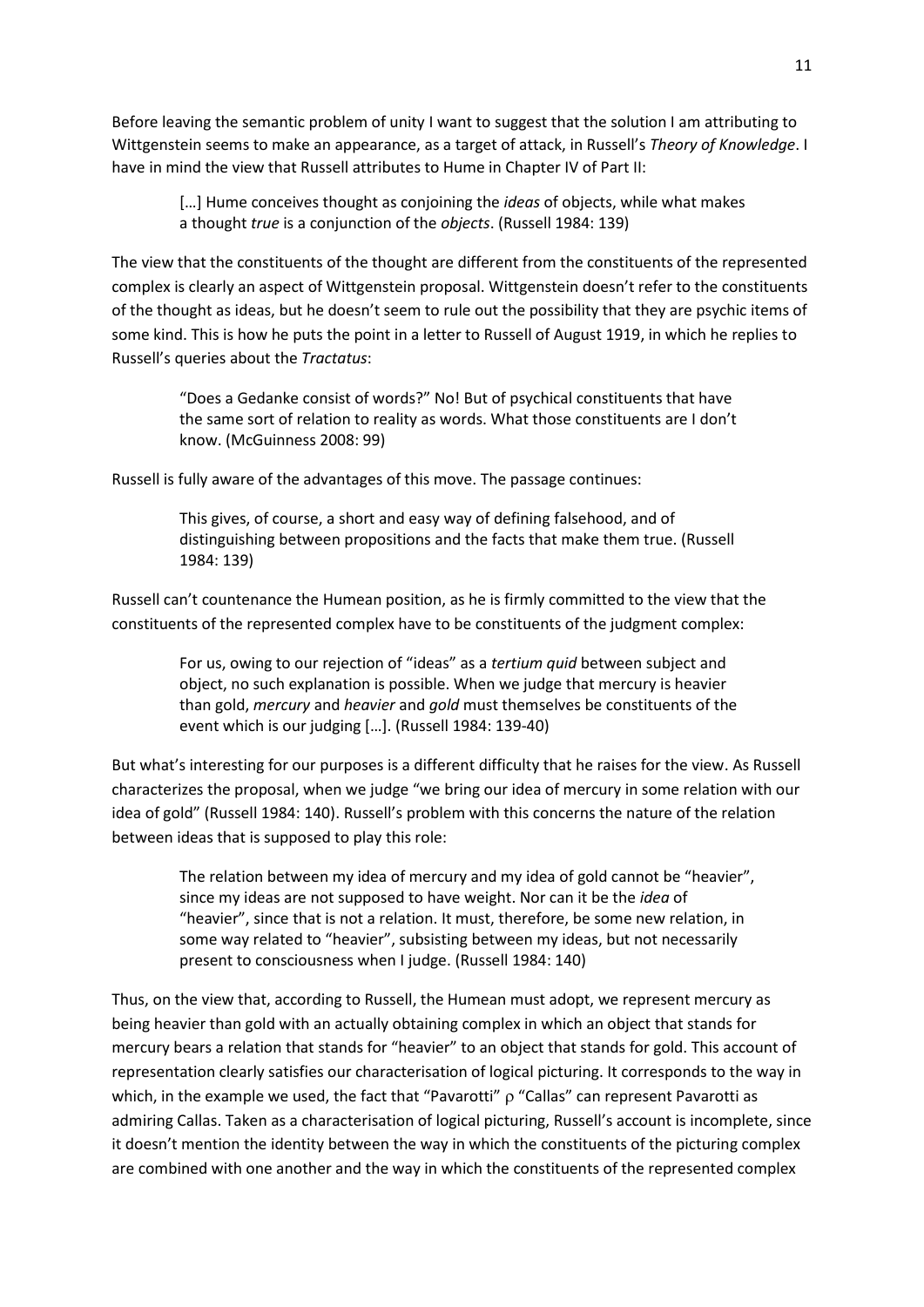Before leaving the semantic problem of unity I want to suggest that the solution I am attributing to Wittgenstein seems to make an appearance, as a target of attack, in Russell's *Theory of Knowledge*. I have in mind the view that Russell attributes to Hume in Chapter IV of Part II:

> […] Hume conceives thought as conjoining the *ideas* of objects, while what makes a thought *true* is a conjunction of the *objects*. (Russell 1984: 139)

The view that the constituents of the thought are different from the constituents of the represented complex is clearly an aspect of Wittgenstein proposal. Wittgenstein doesn't refer to the constituents of the thought as ideas, but he doesn't seem to rule out the possibility that they are psychic items of some kind. This is how he puts the point in a letter to Russell of August 1919, in which he replies to Russell's queries about the *Tractatus*:

> "Does a Gedanke consist of words?" No! But of psychical constituents that have the same sort of relation to reality as words. What those constituents are I don't know. (McGuinness 2008: 99)

Russell is fully aware of the advantages of this move. The passage continues:

> This gives, of course, a short and easy way of defining falsehood, and of distinguishing between propositions and the facts that make them true. (Russell 1984: 139)

Russell can't countenance the Humean position, as he is firmly committed to the view that the constituents of the represented complex have to be constituents of the judgment complex:

> For us, owing to our rejection of "ideas" as a *tertium quid* between subject and object, no such explanation is possible. When we judge that mercury is heavier than gold, *mercury* and *heavier* and *gold* must themselves be constituents of the event which is our judging […]. (Russell 1984: 139-40)

But what's interesting for our purposes is a different difficulty that he raises for the view. As Russell characterizes the proposal, when we judge "we bring our idea of mercury in some relation with our idea of gold" (Russell 1984: 140). Russell's problem with this concerns the nature of the relation between ideas that is supposed to play this role:

> The relation between my idea of mercury and my idea of gold cannot be "heavier", since my ideas are not supposed to have weight. Nor can it be the *idea* of "heavier", since that is not a relation. It must, therefore, be some new relation, in some way related to "heavier", subsisting between my ideas, but not necessarily present to consciousness when I judge. (Russell 1984: 140)

Thus, on the view that, according to Russell, the Humean must adopt, we represent mercury as being heavier than gold with an actually obtaining complex in which an object that stands for mercury bears a relation that stands for "heavier" to an object that stands for gold. This account of representation clearly satisfies our characterisation of logical picturing. It corresponds to the way in which, in the example we used, the fact that "Pavarotti" $\rho$ "Callas" can represent Pavarotti as admiring Callas. Taken as a characterisation of logical picturing, Russell's account is incomplete, since it doesn't mention the identity between the way in which the constituents of the picturing complex are combined with one another and the way in which the constituents of the represented complex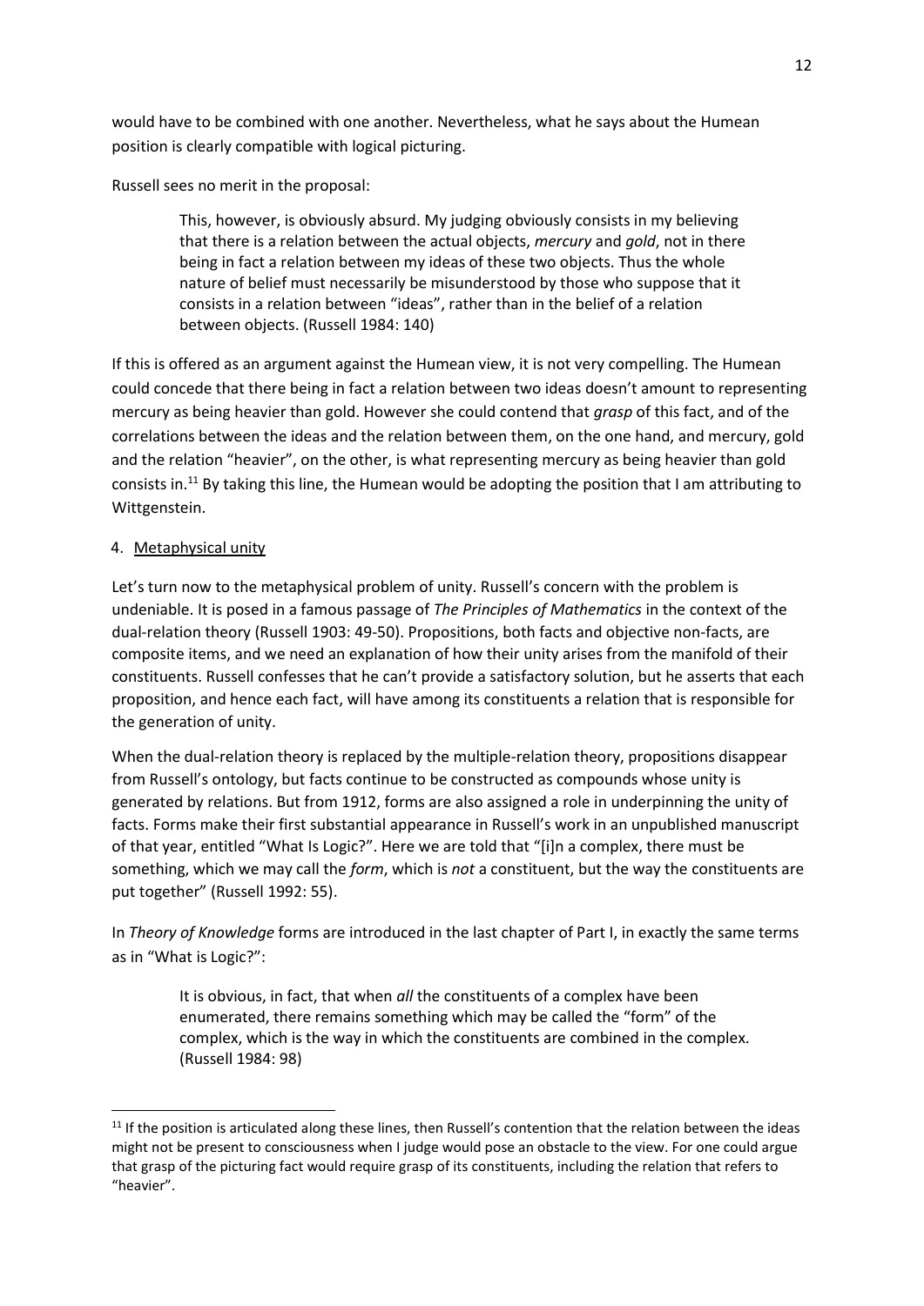would have to be combined with one another. Nevertheless, what he says about the Humean position is clearly compatible with logical picturing.

Russell sees no merit in the proposal:

> This, however, is obviously absurd. My judging obviously consists in my believing that there is a relation between the actual objects, *mercury* and *gold*, not in there being in fact a relation between my ideas of these two objects. Thus the whole nature of belief must necessarily be misunderstood by those who suppose that it consists in a relation between "ideas", rather than in the belief of a relation between objects. (Russell 1984: 140)

If this is offered as an argument against the Humean view, it is not very compelling. The Humean could concede that there being in fact a relation between two ideas doesn't amount to representing mercury as being heavier than gold. However she could contend that *grasp* of this fact, and of the correlations between the ideas and the relation between them, on the one hand, and mercury, gold and the relation "heavier", on the other, is what representing mercury as being heavier than gold consists in.[11] By taking this line, the Humean would be adopting the position that I am attributing to Wittgenstein.

## 4. Metaphysical unity

Let's turn now to the metaphysical problem of unity. Russell's concern with the problem is undeniable. It is posed in a famous passage of *The Principles of Mathematics* in the context of the dual-relation theory (Russell 1903: 49-50). Propositions, both facts and objective non-facts, are composite items, and we need an explanation of how their unity arises from the manifold of their constituents. Russell confesses that he can't provide a satisfactory solution, but he asserts that each proposition, and hence each fact, will have among its constituents a relation that is responsible for the generation of unity.

When the dual-relation theory is replaced by the multiple-relation theory, propositions disappear from Russell's ontology, but facts continue to be constructed as compounds whose unity is generated by relations. But from 1912, forms are also assigned a role in underpinning the unity of facts. Forms make their first substantial appearance in Russell's work in an unpublished manuscript of that year, entitled "What Is Logic?". Here we are told that "[i]n a complex, there must be something, which we may call the *form*, which is *not* a constituent, but the way the constituents are put together" (Russell 1992: 55).

In *Theory of Knowledge* forms are introduced in the last chapter of Part I, in exactly the same terms as in "What is Logic?":

> It is obvious, in fact, that when *all* the constituents of a complex have been enumerated, there remains something which may be called the "form" of the complex, which is the way in which the constituents are combined in the complex. (Russell 1984: 98)

---

[11] If the position is articulated along these lines, then Russell's contention that the relation between the ideas might not be present to consciousness when I judge would pose an obstacle to the view. For one could argue that grasp of the picturing fact would require grasp of its constituents, including the relation that refers to "heavier".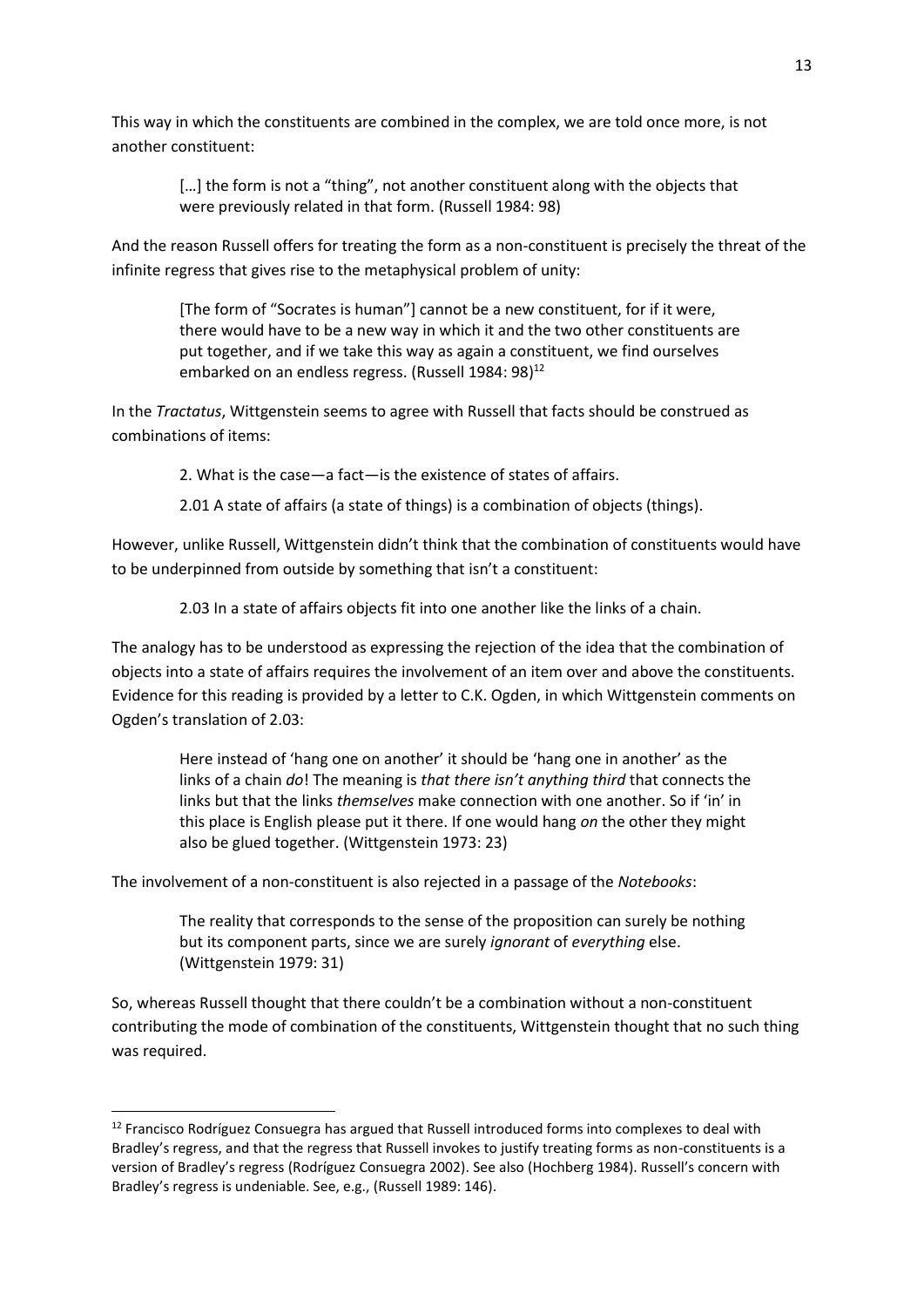This way in which the constituents are combined in the complex, we are told once more, is not another constituent:

> […] the form is not a "thing", not another constituent along with the objects that were previously related in that form. (Russell 1984: 98)

And the reason Russell offers for treating the form as a non-constituent is precisely the threat of the infinite regress that gives rise to the metaphysical problem of unity:

> [The form of "Socrates is human"] cannot be a new constituent, for if it were, there would have to be a new way in which it and the two other constituents are put together, and if we take this way as again a constituent, we find ourselves embarked on an endless regress. (Russell 1984: 98)[12]

In the *Tractatus*, Wittgenstein seems to agree with Russell that facts should be construed as combinations of items:

> 2. What is the case—a fact—is the existence of states of affairs.
>
> 2.01 A state of affairs (a state of things) is a combination of objects (things).

However, unlike Russell, Wittgenstein didn't think that the combination of constituents would have to be underpinned from outside by something that isn't a constituent:

> 2.03 In a state of affairs objects fit into one another like the links of a chain.

The analogy has to be understood as expressing the rejection of the idea that the combination of objects into a state of affairs requires the involvement of an item over and above the constituents. Evidence for this reading is provided by a letter to C.K. Ogden, in which Wittgenstein comments on Ogden's translation of 2.03:

> Here instead of 'hang one on another' it should be 'hang one in another' as the links of a chain *do*! The meaning is *that there isn't anything third* that connects the links but that the links *themselves* make connection with one another. So if 'in' in this place is English please put it there. If one would hang *on* the other they might also be glued together. (Wittgenstein 1973: 23)

The involvement of a non-constituent is also rejected in a passage of the *Notebooks*:

> The reality that corresponds to the sense of the proposition can surely be nothing but its component parts, since we are surely *ignorant* of *everything* else. (Wittgenstein 1979: 31)

So, whereas Russell thought that there couldn't be a combination without a non-constituent contributing the mode of combination of the constituents, Wittgenstein thought that no such thing was required.

---

[12] Francisco Rodríguez Consuegra has argued that Russell introduced forms into complexes to deal with Bradley's regress, and that the regress that Russell invokes to justify treating forms as non-constituents is a version of Bradley's regress (Rodríguez Consuegra 2002). See also (Hochberg 1984). Russell's concern with Bradley's regress is undeniable. See, e.g., (Russell 1989: 146).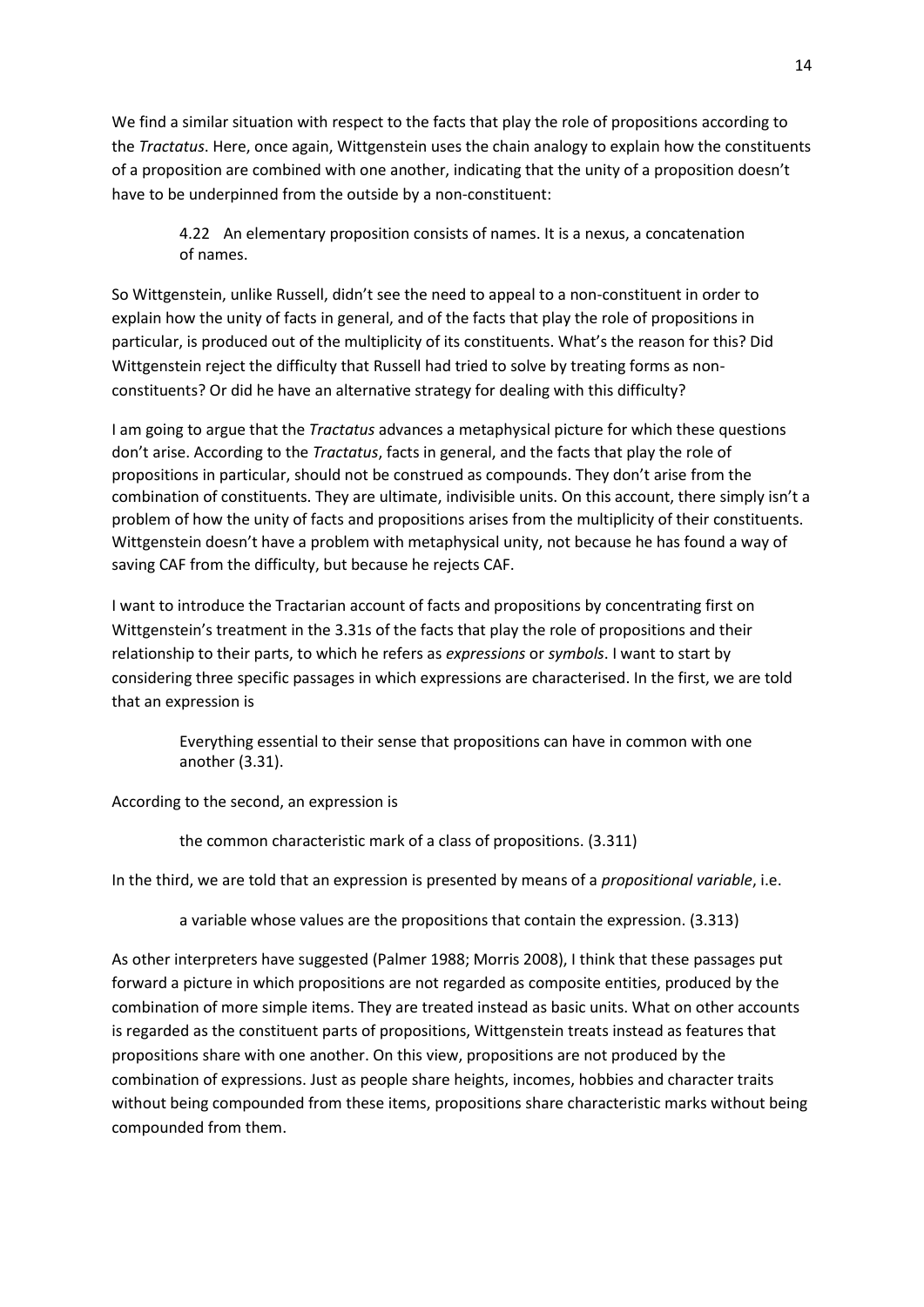We find a similar situation with respect to the facts that play the role of propositions according to the *Tractatus*. Here, once again, Wittgenstein uses the chain analogy to explain how the constituents of a proposition are combined with one another, indicating that the unity of a proposition doesn't have to be underpinned from the outside by a non-constituent:

> 4.22 An elementary proposition consists of names. It is a nexus, a concatenation of names.

So Wittgenstein, unlike Russell, didn't see the need to appeal to a non-constituent in order to explain how the unity of facts in general, and of the facts that play the role of propositions in particular, is produced out of the multiplicity of its constituents. What's the reason for this? Did Wittgenstein reject the difficulty that Russell had tried to solve by treating forms as non-constituents? Or did he have an alternative strategy for dealing with this difficulty?

I am going to argue that the *Tractatus* advances a metaphysical picture for which these questions don't arise. According to the *Tractatus*, facts in general, and the facts that play the role of propositions in particular, should not be construed as compounds. They don't arise from the combination of constituents. They are ultimate, indivisible units. On this account, there simply isn't a problem of how the unity of facts and propositions arises from the multiplicity of their constituents. Wittgenstein doesn't have a problem with metaphysical unity, not because he has found a way of saving CAF from the difficulty, but because he rejects CAF.

I want to introduce the Tractarian account of facts and propositions by concentrating first on Wittgenstein's treatment in the 3.31s of the facts that play the role of propositions and their relationship to their parts, to which he refers as *expressions* or *symbols*. I want to start by considering three specific passages in which expressions are characterised. In the first, we are told that an expression is

> Everything essential to their sense that propositions can have in common with one another (3.31).

According to the second, an expression is

> the common characteristic mark of a class of propositions. (3.311)

In the third, we are told that an expression is presented by means of a *propositional variable*, i.e.

> a variable whose values are the propositions that contain the expression. (3.313)

As other interpreters have suggested (Palmer 1988; Morris 2008), I think that these passages put forward a picture in which propositions are not regarded as composite entities, produced by the combination of more simple items. They are treated instead as basic units. What on other accounts is regarded as the constituent parts of propositions, Wittgenstein treats instead as features that propositions share with one another. On this view, propositions are not produced by the combination of expressions. Just as people share heights, incomes, hobbies and character traits without being compounded from these items, propositions share characteristic marks without being compounded from them.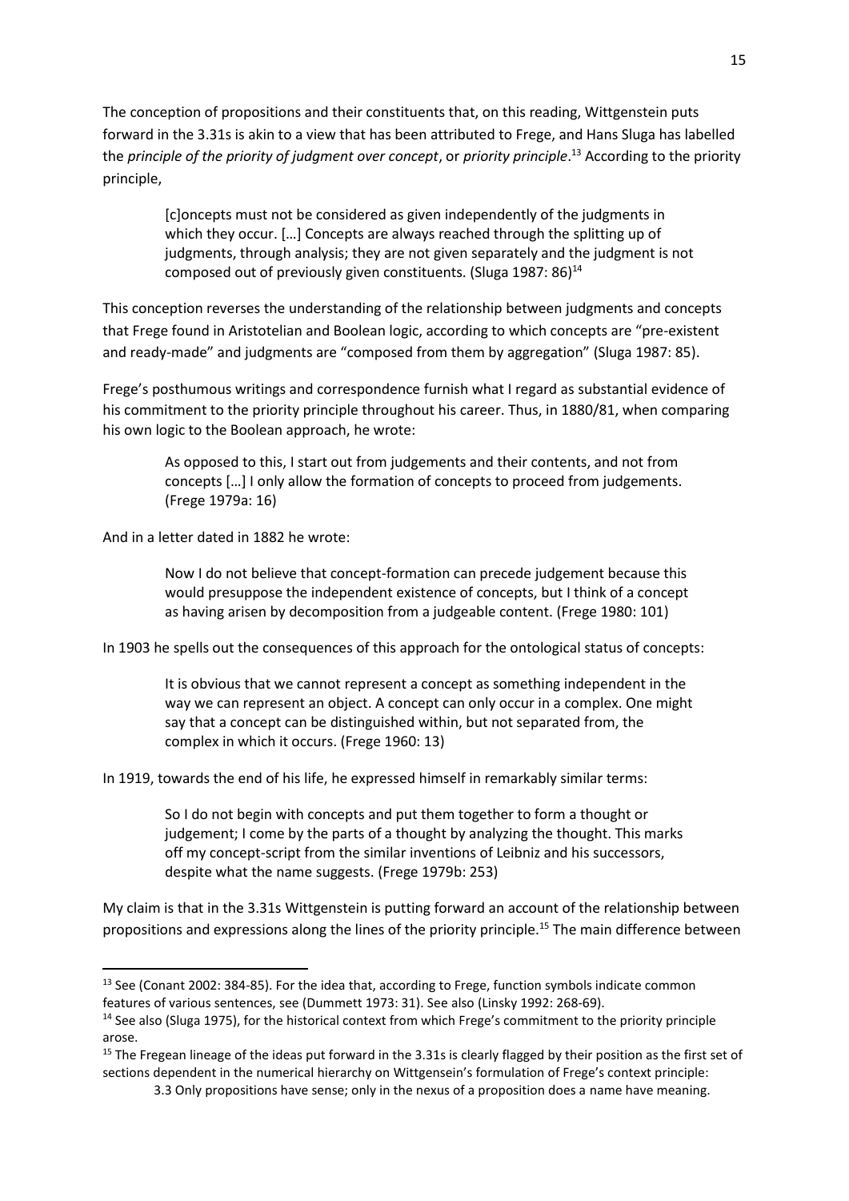The conception of propositions and their constituents that, on this reading, Wittgenstein puts forward in the 3.31s is akin to a view that has been attributed to Frege, and Hans Sluga has labelled the *principle of the priority of judgment over concept*, or *priority principle*.[13] According to the priority principle,

> [c]oncepts must not be considered as given independently of the judgments in which they occur. […] Concepts are always reached through the splitting up of judgments, through analysis; they are not given separately and the judgment is not composed out of previously given constituents. (Sluga 1987: 86)[14]

This conception reverses the understanding of the relationship between judgments and concepts that Frege found in Aristotelian and Boolean logic, according to which concepts are "pre-existent and ready-made" and judgments are "composed from them by aggregation" (Sluga 1987: 85).

Frege's posthumous writings and correspondence furnish what I regard as substantial evidence of his commitment to the priority principle throughout his career. Thus, in 1880/81, when comparing his own logic to the Boolean approach, he wrote:

> As opposed to this, I start out from judgements and their contents, and not from concepts […] I only allow the formation of concepts to proceed from judgements. (Frege 1979a: 16)

And in a letter dated in 1882 he wrote:

> Now I do not believe that concept-formation can precede judgement because this would presuppose the independent existence of concepts, but I think of a concept as having arisen by decomposition from a judgeable content. (Frege 1980: 101)

In 1903 he spells out the consequences of this approach for the ontological status of concepts:

> It is obvious that we cannot represent a concept as something independent in the way we can represent an object. A concept can only occur in a complex. One might say that a concept can be distinguished within, but not separated from, the complex in which it occurs. (Frege 1960: 13)

In 1919, towards the end of his life, he expressed himself in remarkably similar terms:

> So I do not begin with concepts and put them together to form a thought or judgement; I come by the parts of a thought by analyzing the thought. This marks off my concept-script from the similar inventions of Leibniz and his successors, despite what the name suggests. (Frege 1979b: 253)

My claim is that in the 3.31s Wittgenstein is putting forward an account of the relationship between propositions and expressions along the lines of the priority principle.[15] The main difference between

---

[13] See (Conant 2002: 384-85). For the idea that, according to Frege, function symbols indicate common features of various sentences, see (Dummett 1973: 31). See also (Linsky 1992: 268-69).

[14] See also (Sluga 1975), for the historical context from which Frege's commitment to the priority principle arose.

[15] The Fregean lineage of the ideas put forward in the 3.31s is clearly flagged by their position as the first set of sections dependent in the numerical hierarchy on Wittgensein's formulation of Frege's context principle:

> 3.3 Only propositions have sense; only in the nexus of a proposition does a name have meaning.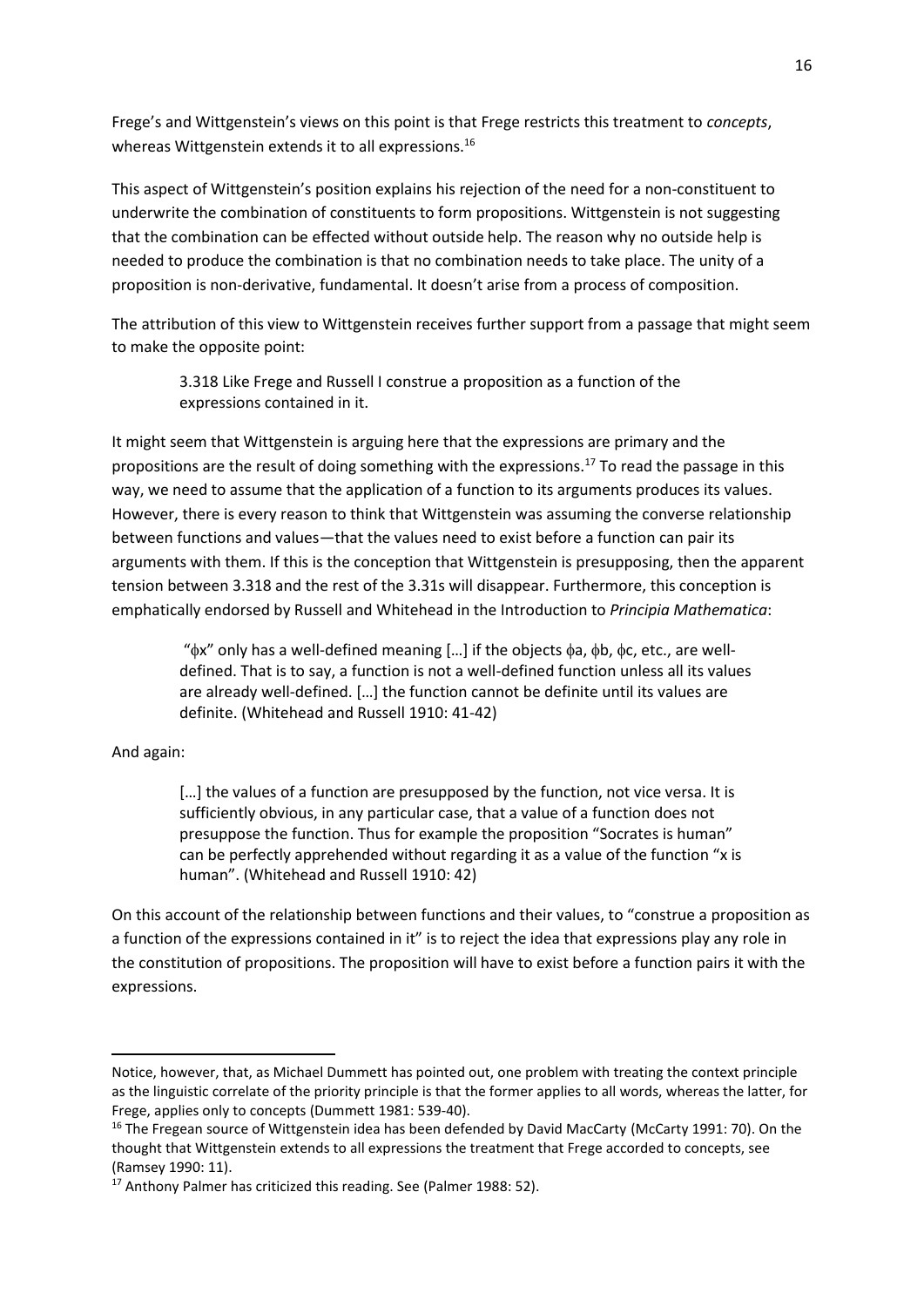Frege's and Wittgenstein's views on this point is that Frege restricts this treatment to *concepts*, whereas Wittgenstein extends it to all expressions.[16]

This aspect of Wittgenstein's position explains his rejection of the need for a non-constituent to underwrite the combination of constituents to form propositions. Wittgenstein is not suggesting that the combination can be effected without outside help. The reason why no outside help is needed to produce the combination is that no combination needs to take place. The unity of a proposition is non-derivative, fundamental. It doesn't arise from a process of composition.

The attribution of this view to Wittgenstein receives further support from a passage that might seem to make the opposite point:

> 3.318 Like Frege and Russell I construe a proposition as a function of the expressions contained in it.

It might seem that Wittgenstein is arguing here that the expressions are primary and the propositions are the result of doing something with the expressions.[17] To read the passage in this way, we need to assume that the application of a function to its arguments produces its values. However, there is every reason to think that Wittgenstein was assuming the converse relationship between functions and values—that the values need to exist before a function can pair its arguments with them. If this is the conception that Wittgenstein is presupposing, then the apparent tension between 3.318 and the rest of the 3.31s will disappear. Furthermore, this conception is emphatically endorsed by Russell and Whitehead in the Introduction to *Principia Mathematica*:

> "$\phi x$" only has a well-defined meaning […] if the objects $\phi a$, $\phi b$, $\phi c$, etc., are well-defined. That is to say, a function is not a well-defined function unless all its values are already well-defined. […] the function cannot be definite until its values are definite. (Whitehead and Russell 1910: 41-42)

And again:

> […] the values of a function are presupposed by the function, not vice versa. It is sufficiently obvious, in any particular case, that a value of a function does not presuppose the function. Thus for example the proposition "Socrates is human" can be perfectly apprehended without regarding it as a value of the function "x is human". (Whitehead and Russell 1910: 42)

On this account of the relationship between functions and their values, to "construe a proposition as a function of the expressions contained in it" is to reject the idea that expressions play any role in the constitution of propositions. The proposition will have to exist before a function pairs it with the expressions.

---

Notice, however, that, as Michael Dummett has pointed out, one problem with treating the context principle as the linguistic correlate of the priority principle is that the former applies to all words, whereas the latter, for Frege, applies only to concepts (Dummett 1981: 539-40).

[16] The Fregean source of Wittgenstein idea has been defended by David MacCarty (McCarty 1991: 70). On the thought that Wittgenstein extends to all expressions the treatment that Frege accorded to concepts, see (Ramsey 1990: 11).

[17] Anthony Palmer has criticized this reading. See (Palmer 1988: 52).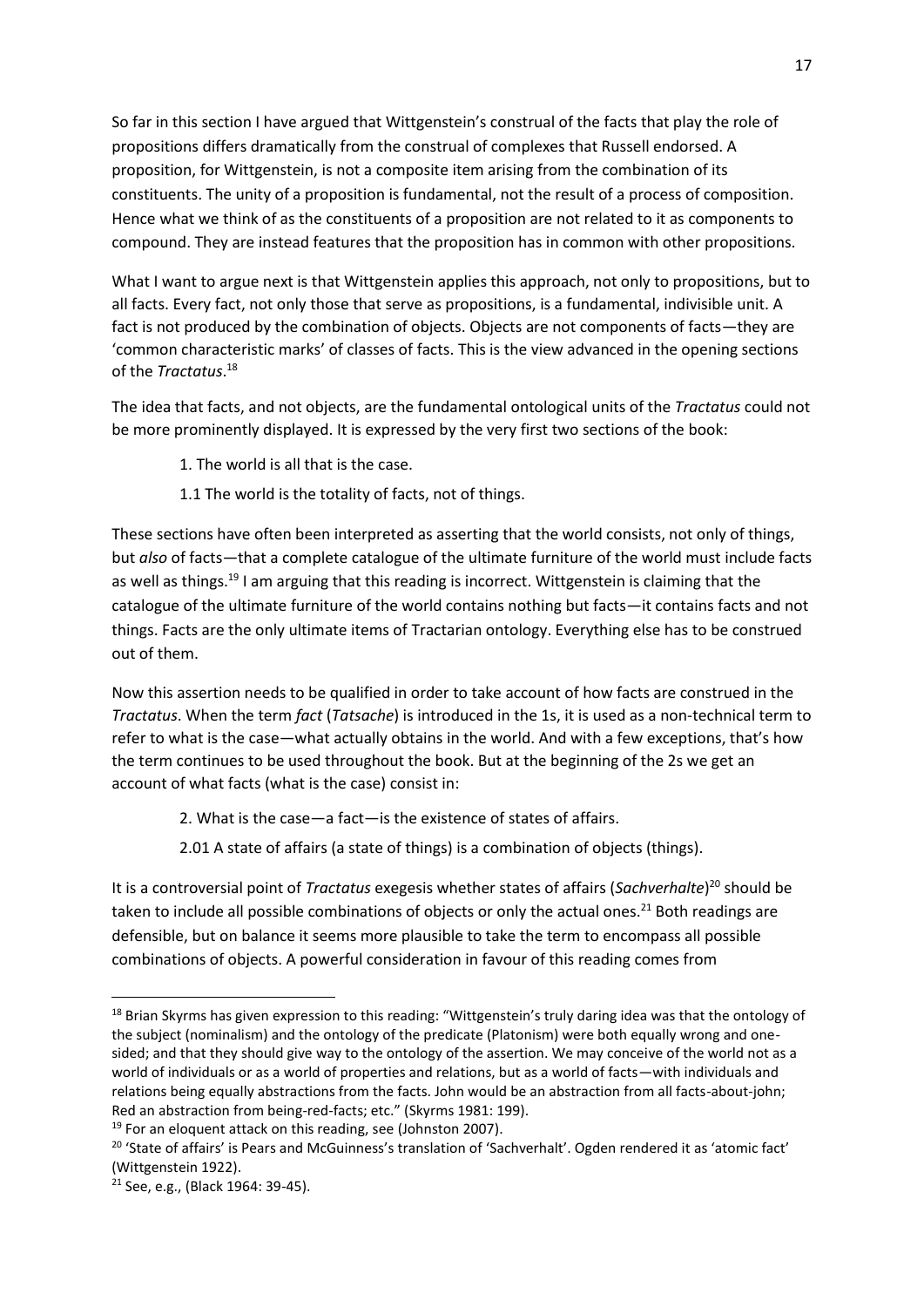So far in this section I have argued that Wittgenstein's construal of the facts that play the role of propositions differs dramatically from the construal of complexes that Russell endorsed. A proposition, for Wittgenstein, is not a composite item arising from the combination of its constituents. The unity of a proposition is fundamental, not the result of a process of composition. Hence what we think of as the constituents of a proposition are not related to it as components to compound. They are instead features that the proposition has in common with other propositions.

What I want to argue next is that Wittgenstein applies this approach, not only to propositions, but to all facts. Every fact, not only those that serve as propositions, is a fundamental, indivisible unit. A fact is not produced by the combination of objects. Objects are not components of facts—they are 'common characteristic marks' of classes of facts. This is the view advanced in the opening sections of the *Tractatus*.[18]

The idea that facts, and not objects, are the fundamental ontological units of the *Tractatus* could not be more prominently displayed. It is expressed by the very first two sections of the book:

> 1. The world is all that is the case.
>
> 1.1 The world is the totality of facts, not of things.

These sections have often been interpreted as asserting that the world consists, not only of things, but *also* of facts—that a complete catalogue of the ultimate furniture of the world must include facts as well as things.[19] I am arguing that this reading is incorrect. Wittgenstein is claiming that the catalogue of the ultimate furniture of the world contains nothing but facts—it contains facts and not things. Facts are the only ultimate items of Tractarian ontology. Everything else has to be construed out of them.

Now this assertion needs to be qualified in order to take account of how facts are construed in the *Tractatus*. When the term *fact* (*Tatsache*) is introduced in the 1s, it is used as a non-technical term to refer to what is the case—what actually obtains in the world. And with a few exceptions, that's how the term continues to be used throughout the book. But at the beginning of the 2s we get an account of what facts (what is the case) consist in:

> 2. What is the case—a fact—is the existence of states of affairs.
>
> 2.01 A state of affairs (a state of things) is a combination of objects (things).

It is a controversial point of *Tractatus* exegesis whether states of affairs (*Sachverhalte*)[20] should be taken to include all possible combinations of objects or only the actual ones.[21] Both readings are defensible, but on balance it seems more plausible to take the term to encompass all possible combinations of objects. A powerful consideration in favour of this reading comes from

---

[18] Brian Skyrms has given expression to this reading: "Wittgenstein's truly daring idea was that the ontology of the subject (nominalism) and the ontology of the predicate (Platonism) were both equally wrong and one-sided; and that they should give way to the ontology of the assertion. We may conceive of the world not as a world of individuals or as a world of properties and relations, but as a world of facts—with individuals and relations being equally abstractions from the facts. John would be an abstraction from all facts-about-john; Red an abstraction from being-red-facts; etc." (Skyrms 1981: 199).

[19] For an eloquent attack on this reading, see (Johnston 2007).

[20] 'State of affairs' is Pears and McGuinness's translation of 'Sachverhalt'. Ogden rendered it as 'atomic fact' (Wittgenstein 1922).

[21] See, e.g., (Black 1964: 39-45).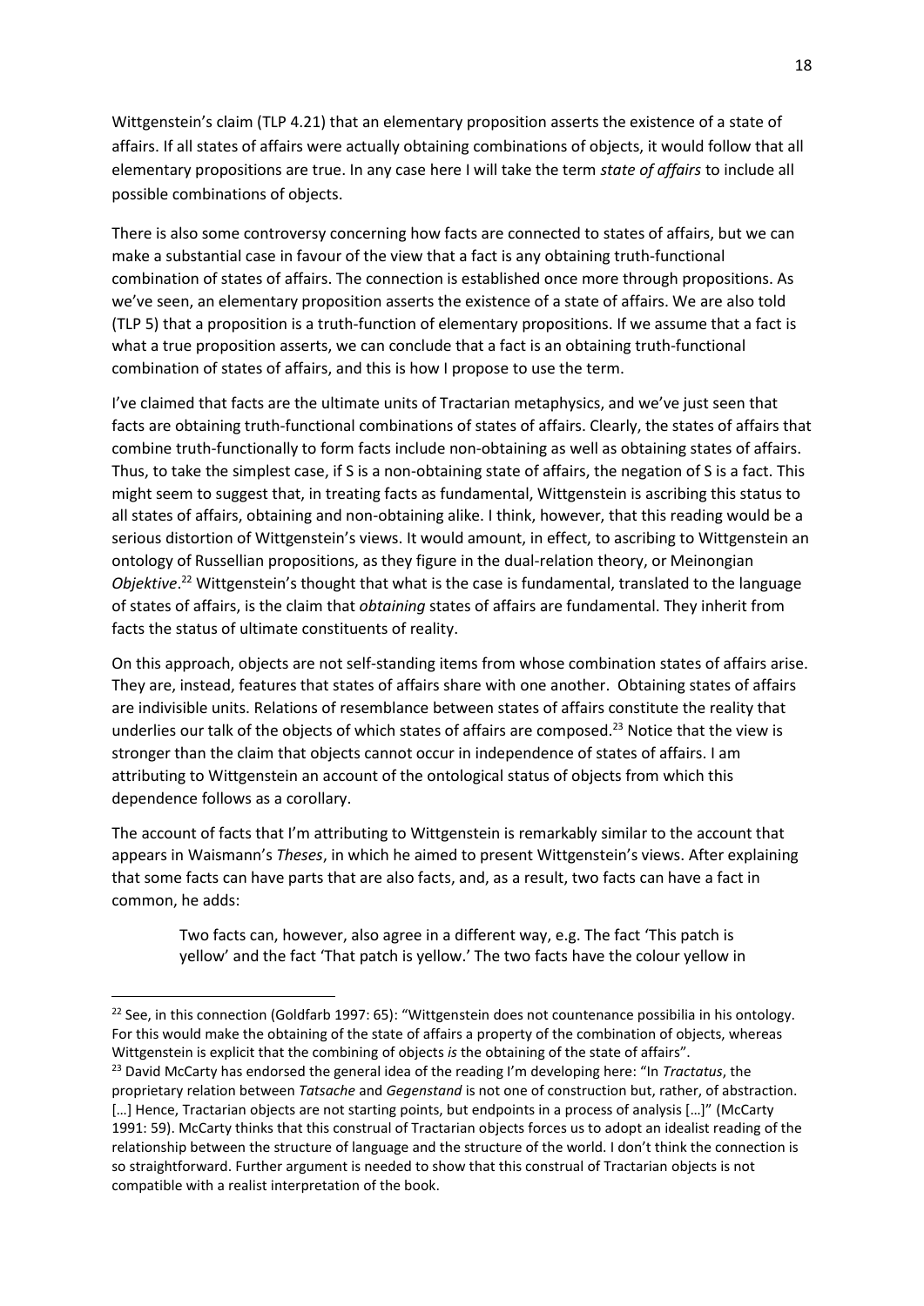Wittgenstein's claim (TLP 4.21) that an elementary proposition asserts the existence of a state of affairs. If all states of affairs were actually obtaining combinations of objects, it would follow that all elementary propositions are true. In any case here I will take the term *state of affairs* to include all possible combinations of objects.

There is also some controversy concerning how facts are connected to states of affairs, but we can make a substantial case in favour of the view that a fact is any obtaining truth-functional combination of states of affairs. The connection is established once more through propositions. As we've seen, an elementary proposition asserts the existence of a state of affairs. We are also told (TLP 5) that a proposition is a truth-function of elementary propositions. If we assume that a fact is what a true proposition asserts, we can conclude that a fact is an obtaining truth-functional combination of states of affairs, and this is how I propose to use the term.

I've claimed that facts are the ultimate units of Tractarian metaphysics, and we've just seen that facts are obtaining truth-functional combinations of states of affairs. Clearly, the states of affairs that combine truth-functionally to form facts include non-obtaining as well as obtaining states of affairs. Thus, to take the simplest case, if S is a non-obtaining state of affairs, the negation of S is a fact. This might seem to suggest that, in treating facts as fundamental, Wittgenstein is ascribing this status to all states of affairs, obtaining and non-obtaining alike. I think, however, that this reading would be a serious distortion of Wittgenstein's views. It would amount, in effect, to ascribing to Wittgenstein an ontology of Russellian propositions, as they figure in the dual-relation theory, or Meinongian *Objektive*.[22] Wittgenstein's thought that what is the case is fundamental, translated to the language of states of affairs, is the claim that *obtaining* states of affairs are fundamental. They inherit from facts the status of ultimate constituents of reality.

On this approach, objects are not self-standing items from whose combination states of affairs arise. They are, instead, features that states of affairs share with one another. Obtaining states of affairs are indivisible units. Relations of resemblance between states of affairs constitute the reality that underlies our talk of the objects of which states of affairs are composed.[23] Notice that the view is stronger than the claim that objects cannot occur in independence of states of affairs. I am attributing to Wittgenstein an account of the ontological status of objects from which this dependence follows as a corollary.

The account of facts that I'm attributing to Wittgenstein is remarkably similar to the account that appears in Waismann's *Theses*, in which he aimed to present Wittgenstein's views. After explaining that some facts can have parts that are also facts, and, as a result, two facts can have a fact in common, he adds:

> Two facts can, however, also agree in a different way, e.g. The fact 'This patch is yellow' and the fact 'That patch is yellow.' The two facts have the colour yellow in

---

[22] See, in this connection (Goldfarb 1997: 65): "Wittgenstein does not countenance possibilia in his ontology. For this would make the obtaining of the state of affairs a property of the combination of objects, whereas Wittgenstein is explicit that the combining of objects *is* the obtaining of the state of affairs".

[23] David McCarty has endorsed the general idea of the reading I'm developing here: "In *Tractatus*, the proprietary relation between *Tatsache* and *Gegenstand* is not one of construction but, rather, of abstraction. […] Hence, Tractarian objects are not starting points, but endpoints in a process of analysis […]" (McCarty 1991: 59). McCarty thinks that this construal of Tractarian objects forces us to adopt an idealist reading of the relationship between the structure of language and the structure of the world. I don't think the connection is so straightforward. Further argument is needed to show that this construal of Tractarian objects is not compatible with a realist interpretation of the book.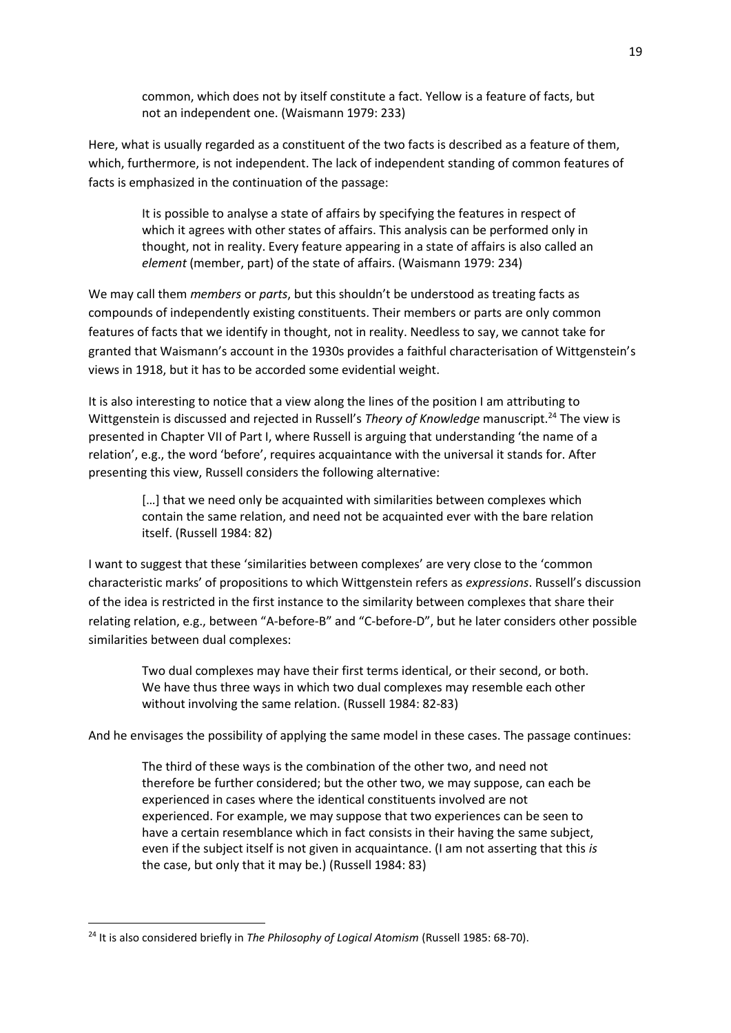> common, which does not by itself constitute a fact. Yellow is a feature of facts, but not an independent one. (Waismann 1979: 233)

Here, what is usually regarded as a constituent of the two facts is described as a feature of them, which, furthermore, is not independent. The lack of independent standing of common features of facts is emphasized in the continuation of the passage:

> It is possible to analyse a state of affairs by specifying the features in respect of which it agrees with other states of affairs. This analysis can be performed only in thought, not in reality. Every feature appearing in a state of affairs is also called an *element* (member, part) of the state of affairs. (Waismann 1979: 234)

We may call them *members* or *parts*, but this shouldn't be understood as treating facts as compounds of independently existing constituents. Their members or parts are only common features of facts that we identify in thought, not in reality. Needless to say, we cannot take for granted that Waismann's account in the 1930s provides a faithful characterisation of Wittgenstein's views in 1918, but it has to be accorded some evidential weight.

It is also interesting to notice that a view along the lines of the position I am attributing to Wittgenstein is discussed and rejected in Russell's *Theory of Knowledge* manuscript.[24] The view is presented in Chapter VII of Part I, where Russell is arguing that understanding 'the name of a relation', e.g., the word 'before', requires acquaintance with the universal it stands for. After presenting this view, Russell considers the following alternative:

> […] that we need only be acquainted with similarities between complexes which contain the same relation, and need not be acquainted ever with the bare relation itself. (Russell 1984: 82)

I want to suggest that these 'similarities between complexes' are very close to the 'common characteristic marks' of propositions to which Wittgenstein refers as *expressions*. Russell's discussion of the idea is restricted in the first instance to the similarity between complexes that share their relating relation, e.g., between "A-before-B" and "C-before-D", but he later considers other possible similarities between dual complexes:

> Two dual complexes may have their first terms identical, or their second, or both. We have thus three ways in which two dual complexes may resemble each other without involving the same relation. (Russell 1984: 82-83)

And he envisages the possibility of applying the same model in these cases. The passage continues:

> The third of these ways is the combination of the other two, and need not therefore be further considered; but the other two, we may suppose, can each be experienced in cases where the identical constituents involved are not experienced. For example, we may suppose that two experiences can be seen to have a certain resemblance which in fact consists in their having the same subject, even if the subject itself is not given in acquaintance. (I am not asserting that this *is* the case, but only that it may be.) (Russell 1984: 83)

[24] It is also considered briefly in *The Philosophy of Logical Atomism* (Russell 1985: 68-70).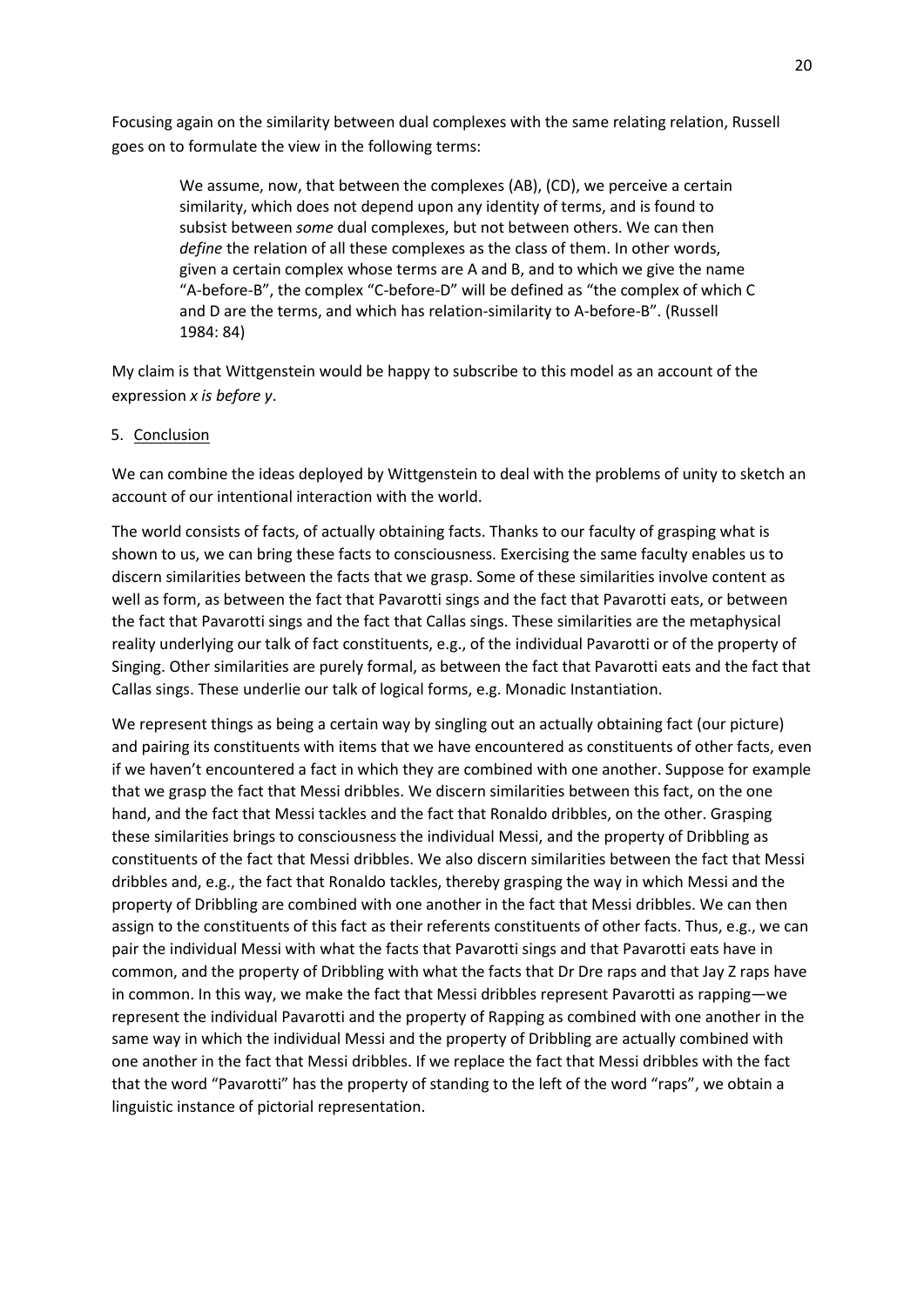Focusing again on the similarity between dual complexes with the same relating relation, Russell goes on to formulate the view in the following terms:

> We assume, now, that between the complexes (AB), (CD), we perceive a certain similarity, which does not depend upon any identity of terms, and is found to subsist between *some* dual complexes, but not between others. We can then *define* the relation of all these complexes as the class of them. In other words, given a certain complex whose terms are A and B, and to which we give the name "A-before-B", the complex "C-before-D" will be defined as "the complex of which C and D are the terms, and which has relation-similarity to A-before-B". (Russell 1984: 84)

My claim is that Wittgenstein would be happy to subscribe to this model as an account of the expression *x is before y*.

## 5. Conclusion

We can combine the ideas deployed by Wittgenstein to deal with the problems of unity to sketch an account of our intentional interaction with the world.

The world consists of facts, of actually obtaining facts. Thanks to our faculty of grasping what is shown to us, we can bring these facts to consciousness. Exercising the same faculty enables us to discern similarities between the facts that we grasp. Some of these similarities involve content as well as form, as between the fact that Pavarotti sings and the fact that Pavarotti eats, or between the fact that Pavarotti sings and the fact that Callas sings. These similarities are the metaphysical reality underlying our talk of fact constituents, e.g., of the individual Pavarotti or of the property of Singing. Other similarities are purely formal, as between the fact that Pavarotti eats and the fact that Callas sings. These underlie our talk of logical forms, e.g. Monadic Instantiation.

We represent things as being a certain way by singling out an actually obtaining fact (our picture) and pairing its constituents with items that we have encountered as constituents of other facts, even if we haven't encountered a fact in which they are combined with one another. Suppose for example that we grasp the fact that Messi dribbles. We discern similarities between this fact, on the one hand, and the fact that Messi tackles and the fact that Ronaldo dribbles, on the other. Grasping these similarities brings to consciousness the individual Messi, and the property of Dribbling as constituents of the fact that Messi dribbles. We also discern similarities between the fact that Messi dribbles and, e.g., the fact that Ronaldo tackles, thereby grasping the way in which Messi and the property of Dribbling are combined with one another in the fact that Messi dribbles. We can then assign to the constituents of this fact as their referents constituents of other facts. Thus, e.g., we can pair the individual Messi with what the facts that Pavarotti sings and that Pavarotti eats have in common, and the property of Dribbling with what the facts that Dr Dre raps and that Jay Z raps have in common. In this way, we make the fact that Messi dribbles represent Pavarotti as rapping—we represent the individual Pavarotti and the property of Rapping as combined with one another in the same way in which the individual Messi and the property of Dribbling are actually combined with one another in the fact that Messi dribbles. If we replace the fact that Messi dribbles with the fact that the word "Pavarotti" has the property of standing to the left of the word "raps", we obtain a linguistic instance of pictorial representation.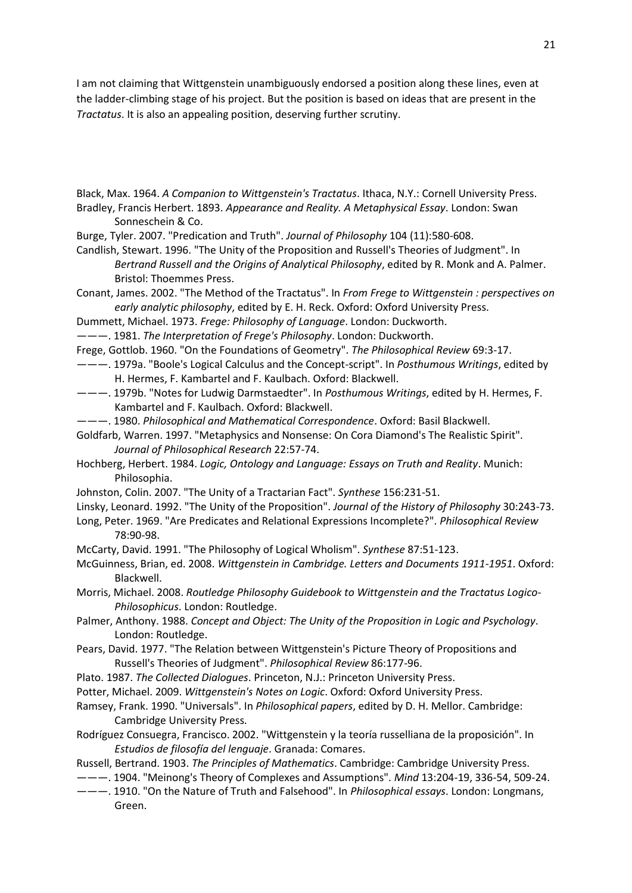I am not claiming that Wittgenstein unambiguously endorsed a position along these lines, even at the ladder-climbing stage of his project. But the position is based on ideas that are present in the *Tractatus*. It is also an appealing position, deserving further scrutiny.

Black, Max. 1964. *A Companion to Wittgenstein's Tractatus*. Ithaca, N.Y.: Cornell University Press.

Bradley, Francis Herbert. 1893. *Appearance and Reality. A Metaphysical Essay*. London: Swan Sonneschein & Co.

Burge, Tyler. 2007. "Predication and Truth". *Journal of Philosophy* 104 (11):580-608.

Candlish, Stewart. 1996. "The Unity of the Proposition and Russell's Theories of Judgment". In *Bertrand Russell and the Origins of Analytical Philosophy*, edited by R. Monk and A. Palmer. Bristol: Thoemmes Press.

Conant, James. 2002. "The Method of the Tractatus". In *From Frege to Wittgenstein : perspectives on early analytic philosophy*, edited by E. H. Reck. Oxford: Oxford University Press.

Dummett, Michael. 1973. *Frege: Philosophy of Language*. London: Duckworth.

———. 1981. *The Interpretation of Frege's Philosophy*. London: Duckworth.

Frege, Gottlob. 1960. "On the Foundations of Geometry". *The Philosophical Review* 69:3-17.

———. 1979a. "Boole's Logical Calculus and the Concept-script". In *Posthumous Writings*, edited by H. Hermes, F. Kambartel and F. Kaulbach. Oxford: Blackwell.

———. 1979b. "Notes for Ludwig Darmstaedter". In *Posthumous Writings*, edited by H. Hermes, F. Kambartel and F. Kaulbach. Oxford: Blackwell.

———. 1980. *Philosophical and Mathematical Correspondence*. Oxford: Basil Blackwell.

Goldfarb, Warren. 1997. "Metaphysics and Nonsense: On Cora Diamond's The Realistic Spirit". *Journal of Philosophical Research* 22:57-74.

Hochberg, Herbert. 1984. *Logic, Ontology and Language: Essays on Truth and Reality*. Munich: Philosophia.

Johnston, Colin. 2007. "The Unity of a Tractarian Fact". *Synthese* 156:231-51.

Linsky, Leonard. 1992. "The Unity of the Proposition". *Journal of the History of Philosophy* 30:243-73.

Long, Peter. 1969. "Are Predicates and Relational Expressions Incomplete?". *Philosophical Review* 78:90-98.

McCarty, David. 1991. "The Philosophy of Logical Wholism". *Synthese* 87:51-123.

McGuinness, Brian, ed. 2008. *Wittgenstein in Cambridge. Letters and Documents 1911-1951*. Oxford: Blackwell.

Morris, Michael. 2008. *Routledge Philosophy Guidebook to Wittgenstein and the Tractatus Logico-Philosophicus*. London: Routledge.

Palmer, Anthony. 1988. *Concept and Object: The Unity of the Proposition in Logic and Psychology*. London: Routledge.

Pears, David. 1977. "The Relation between Wittgenstein's Picture Theory of Propositions and Russell's Theories of Judgment". *Philosophical Review* 86:177-96.

Plato. 1987. *The Collected Dialogues*. Princeton, N.J.: Princeton University Press.

Potter, Michael. 2009. *Wittgenstein's Notes on Logic*. Oxford: Oxford University Press.

Ramsey, Frank. 1990. "Universals". In *Philosophical papers*, edited by D. H. Mellor. Cambridge: Cambridge University Press.

Rodríguez Consuegra, Francisco. 2002. "Wittgenstein y la teoría russelliana de la proposición". In *Estudios de filosofía del lenguaje*. Granada: Comares.

Russell, Bertrand. 1903. *The Principles of Mathematics*. Cambridge: Cambridge University Press.

———. 1904. "Meinong's Theory of Complexes and Assumptions". *Mind* 13:204-19, 336-54, 509-24.

———. 1910. "On the Nature of Truth and Falsehood". In *Philosophical essays*. London: Longmans, Green.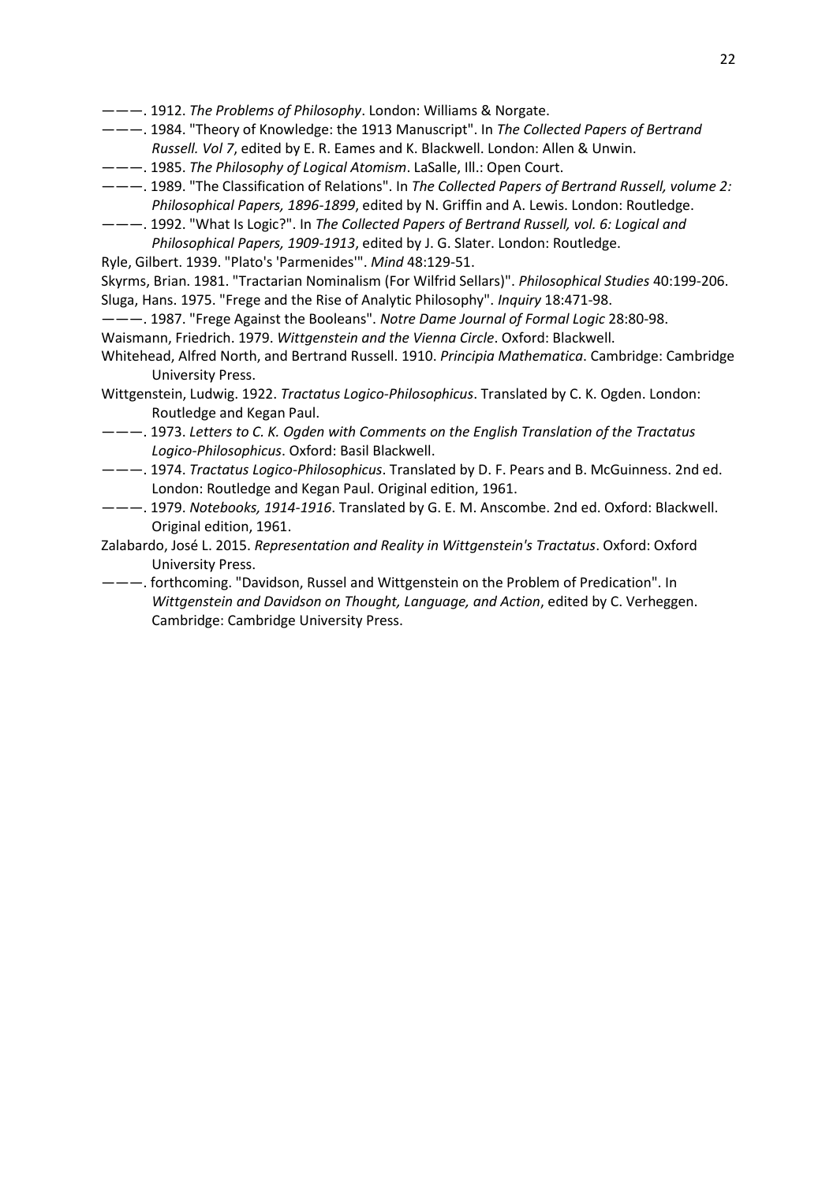———. 1912. *The Problems of Philosophy*. London: Williams & Norgate.

———. 1984. "Theory of Knowledge: the 1913 Manuscript". In *The Collected Papers of Bertrand Russell. Vol 7*, edited by E. R. Eames and K. Blackwell. London: Allen & Unwin.

———. 1985. *The Philosophy of Logical Atomism*. LaSalle, Ill.: Open Court.

———. 1989. "The Classification of Relations". In *The Collected Papers of Bertrand Russell, volume 2: Philosophical Papers, 1896-1899*, edited by N. Griffin and A. Lewis. London: Routledge.

———. 1992. "What Is Logic?". In *The Collected Papers of Bertrand Russell, vol. 6: Logical and Philosophical Papers, 1909-1913*, edited by J. G. Slater. London: Routledge.

Ryle, Gilbert. 1939. "Plato's 'Parmenides'". *Mind* 48:129-51.

Skyrms, Brian. 1981. "Tractarian Nominalism (For Wilfrid Sellars)". *Philosophical Studies* 40:199-206.

Sluga, Hans. 1975. "Frege and the Rise of Analytic Philosophy". *Inquiry* 18:471-98.

———. 1987. "Frege Against the Booleans". *Notre Dame Journal of Formal Logic* 28:80-98.

Waismann, Friedrich. 1979. *Wittgenstein and the Vienna Circle*. Oxford: Blackwell.

Whitehead, Alfred North, and Bertrand Russell. 1910. *Principia Mathematica*. Cambridge: Cambridge University Press.

Wittgenstein, Ludwig. 1922. *Tractatus Logico-Philosophicus*. Translated by C. K. Ogden. London: Routledge and Kegan Paul.

———. 1973. *Letters to C. K. Ogden with Comments on the English Translation of the Tractatus Logico-Philosophicus*. Oxford: Basil Blackwell.

———. 1974. *Tractatus Logico-Philosophicus*. Translated by D. F. Pears and B. McGuinness. 2nd ed. London: Routledge and Kegan Paul. Original edition, 1961.

———. 1979. *Notebooks, 1914-1916*. Translated by G. E. M. Anscombe. 2nd ed. Oxford: Blackwell. Original edition, 1961.

Zalabardo, José L. 2015. *Representation and Reality in Wittgenstein's Tractatus*. Oxford: Oxford University Press.

———. forthcoming. "Davidson, Russel and Wittgenstein on the Problem of Predication". In *Wittgenstein and Davidson on Thought, Language, and Action*, edited by C. Verheggen. Cambridge: Cambridge University Press.